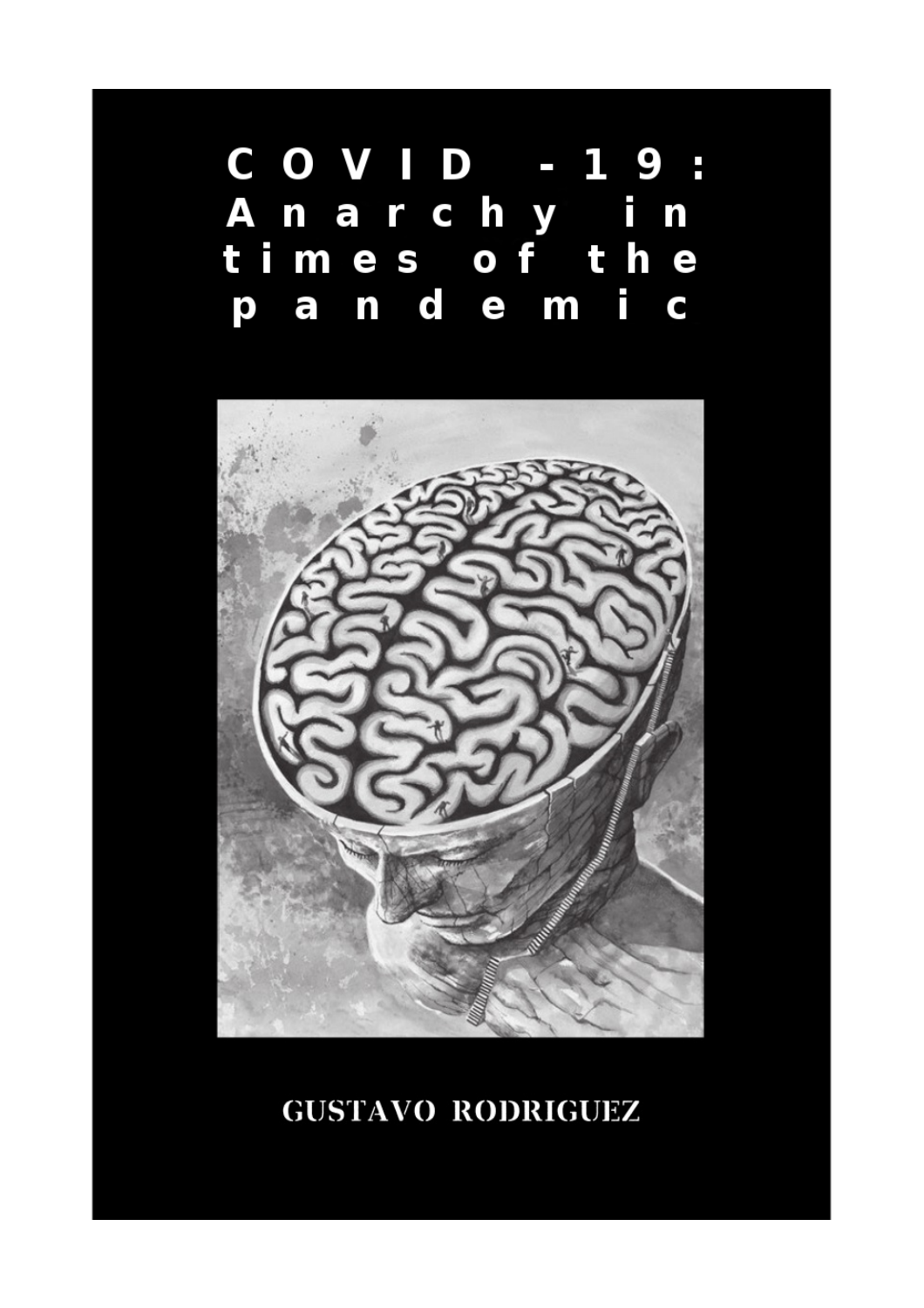# COVID -19: Anarchy in times of the pandemic

GUSTAVO RODRIGUEZ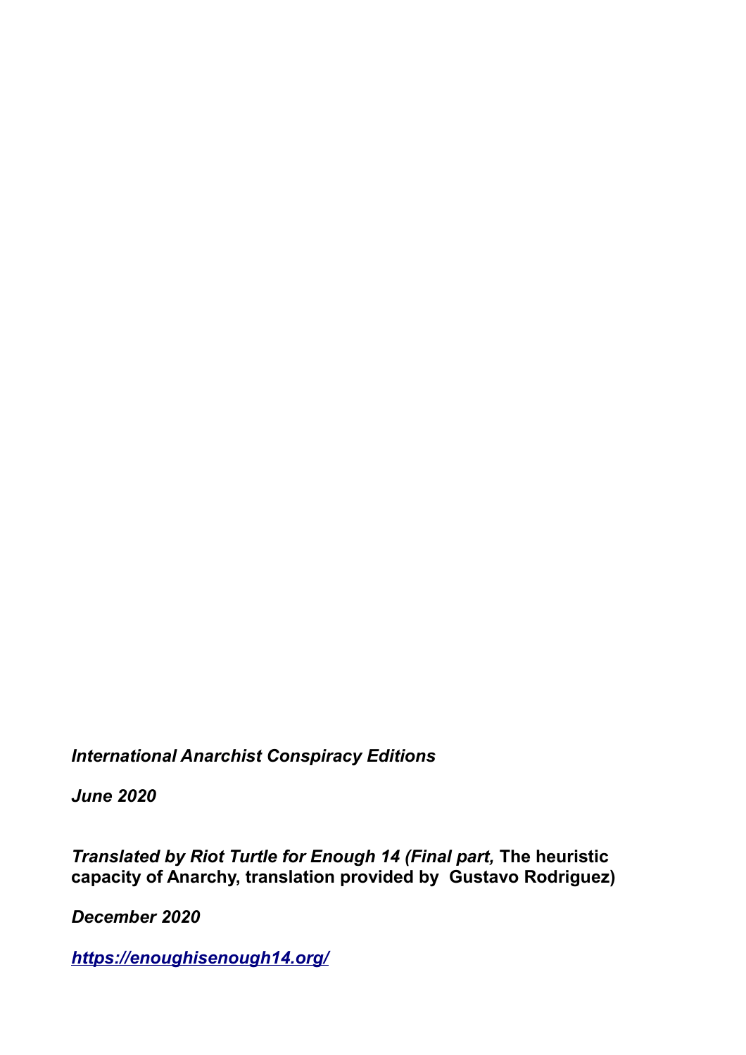*International Anarchist Conspiracy Editions*

*June 2020*

*Translated by Riot Turtle for Enough 14 (Final part,* **The heuristic capacity of Anarchy, translation provided by Gustavo Rodriguez)**

*December 2020*

***https://enoughisenough14.org/***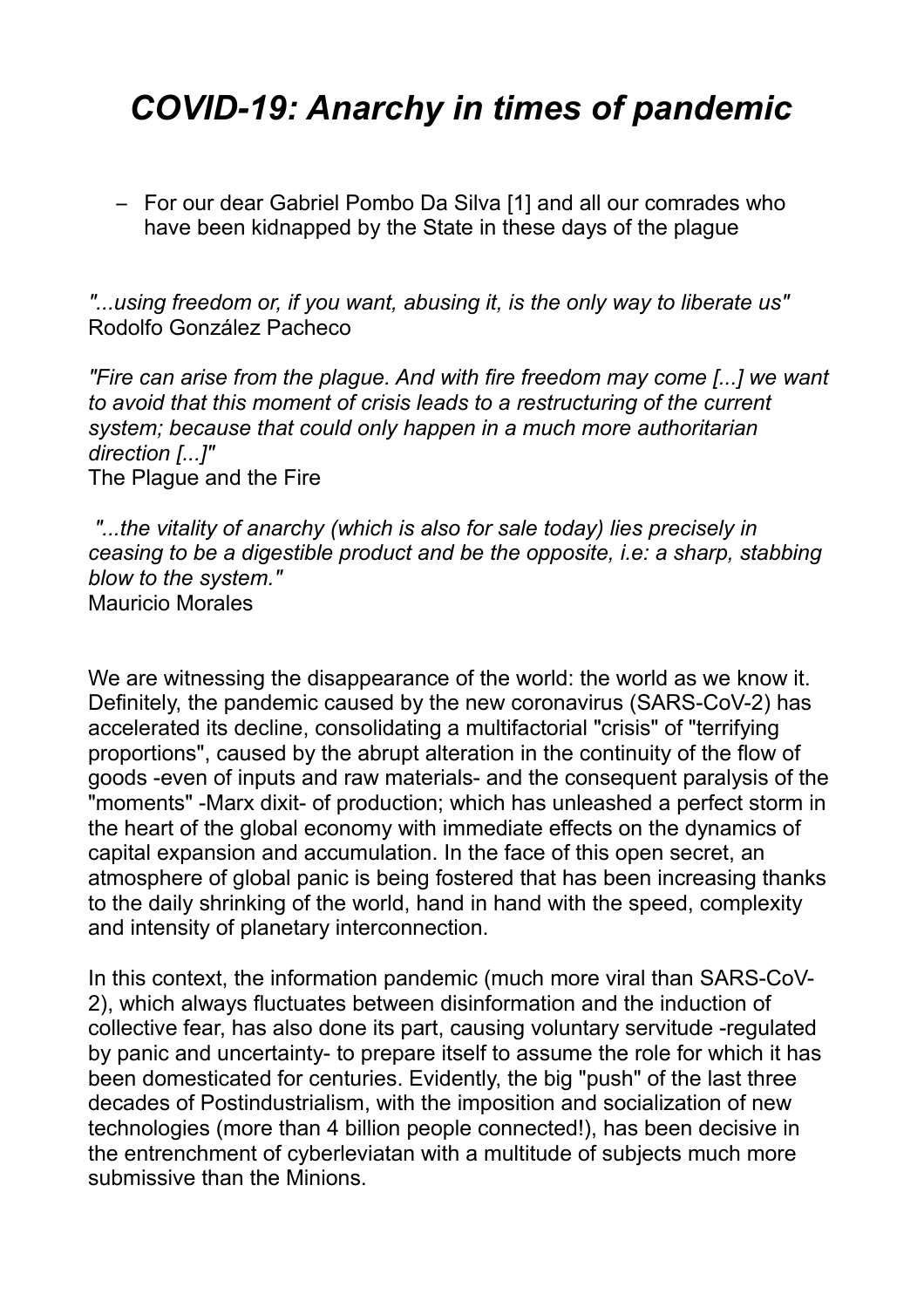# *COVID-19: Anarchy in times of pandemic*

– For our dear Gabriel Pombo Da Silva [1] and all our comrades who have been kidnapped by the State in these days of the plague

*"...using freedom or, if you want, abusing it, is the only way to liberate us"*
Rodolfo González Pacheco

*"Fire can arise from the plague. And with fire freedom may come [...] we want to avoid that this moment of crisis leads to a restructuring of the current system; because that could only happen in a much more authoritarian direction [...]"*
The Plague and the Fire

*"...the vitality of anarchy (which is also for sale today) lies precisely in ceasing to be a digestible product and be the opposite, i.e: a sharp, stabbing blow to the system."*
Mauricio Morales

We are witnessing the disappearance of the world: the world as we know it. Definitely, the pandemic caused by the new coronavirus (SARS-CoV-2) has accelerated its decline, consolidating a multifactorial "crisis" of "terrifying proportions", caused by the abrupt alteration in the continuity of the flow of goods -even of inputs and raw materials- and the consequent paralysis of the "moments" -Marx dixit- of production; which has unleashed a perfect storm in the heart of the global economy with immediate effects on the dynamics of capital expansion and accumulation. In the face of this open secret, an atmosphere of global panic is being fostered that has been increasing thanks to the daily shrinking of the world, hand in hand with the speed, complexity and intensity of planetary interconnection.

In this context, the information pandemic (much more viral than SARS-CoV-2), which always fluctuates between disinformation and the induction of collective fear, has also done its part, causing voluntary servitude -regulated by panic and uncertainty- to prepare itself to assume the role for which it has been domesticated for centuries. Evidently, the big "push" of the last three decades of Postindustrialism, with the imposition and socialization of new technologies (more than 4 billion people connected!), has been decisive in the entrenchment of cyberleviatan with a multitude of subjects much more submissive than the Minions.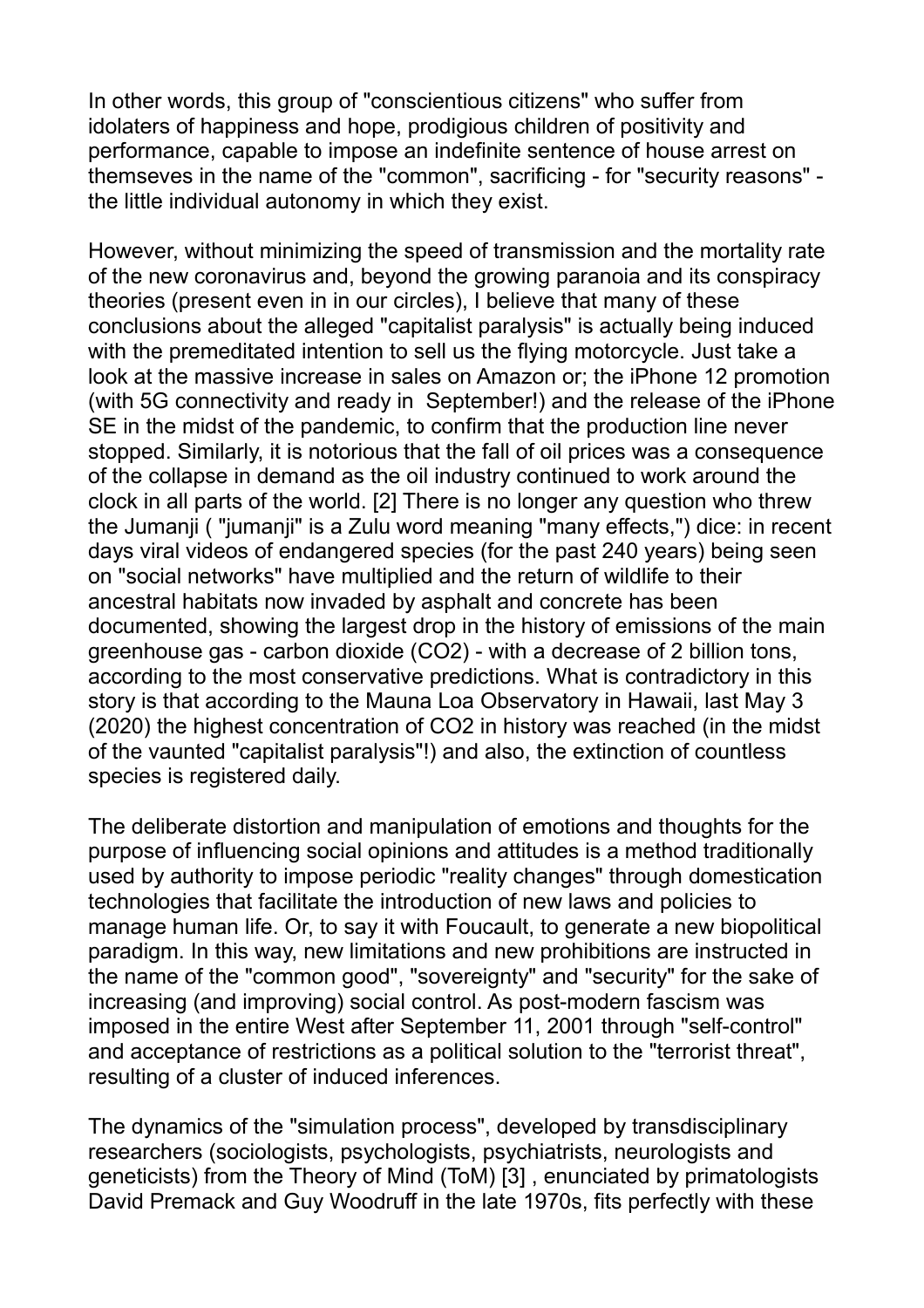In other words, this group of "conscientious citizens" who suffer from idolaters of happiness and hope, prodigious children of positivity and performance, capable to impose an indefinite sentence of house arrest on themseves in the name of the "common", sacrificing - for "security reasons" - the little individual autonomy in which they exist.

However, without minimizing the speed of transmission and the mortality rate of the new coronavirus and, beyond the growing paranoia and its conspiracy theories (present even in in our circles), I believe that many of these conclusions about the alleged "capitalist paralysis" is actually being induced with the premeditated intention to sell us the flying motorcycle. Just take a look at the massive increase in sales on Amazon or; the iPhone 12 promotion (with 5G connectivity and ready in September!) and the release of the iPhone SE in the midst of the pandemic, to confirm that the production line never stopped. Similarly, it is notorious that the fall of oil prices was a consequence of the collapse in demand as the oil industry continued to work around the clock in all parts of the world. [2] There is no longer any question who threw the Jumanji ( "jumanji" is a Zulu word meaning "many effects,") dice: in recent days viral videos of endangered species (for the past 240 years) being seen on "social networks" have multiplied and the return of wildlife to their ancestral habitats now invaded by asphalt and concrete has been documented, showing the largest drop in the history of emissions of the main greenhouse gas - carbon dioxide ($CO_2$) - with a decrease of 2 billion tons, according to the most conservative predictions. What is contradictory in this story is that according to the Mauna Loa Observatory in Hawaii, last May 3 (2020) the highest concentration of $CO_2$ in history was reached (in the midst of the vaunted "capitalist paralysis"!) and also, the extinction of countless species is registered daily.

The deliberate distortion and manipulation of emotions and thoughts for the purpose of influencing social opinions and attitudes is a method traditionally used by authority to impose periodic "reality changes" through domestication technologies that facilitate the introduction of new laws and policies to manage human life. Or, to say it with Foucault, to generate a new biopolitical paradigm. In this way, new limitations and new prohibitions are instructed in the name of the "common good", "sovereignty" and "security" for the sake of increasing (and improving) social control. As post-modern fascism was imposed in the entire West after September 11, 2001 through "self-control" and acceptance of restrictions as a political solution to the "terrorist threat", resulting of a cluster of induced inferences.

The dynamics of the "simulation process", developed by transdisciplinary researchers (sociologists, psychologists, psychiatrists, neurologists and geneticists) from the Theory of Mind (ToM) [3] , enunciated by primatologists David Premack and Guy Woodruff in the late 1970s, fits perfectly with these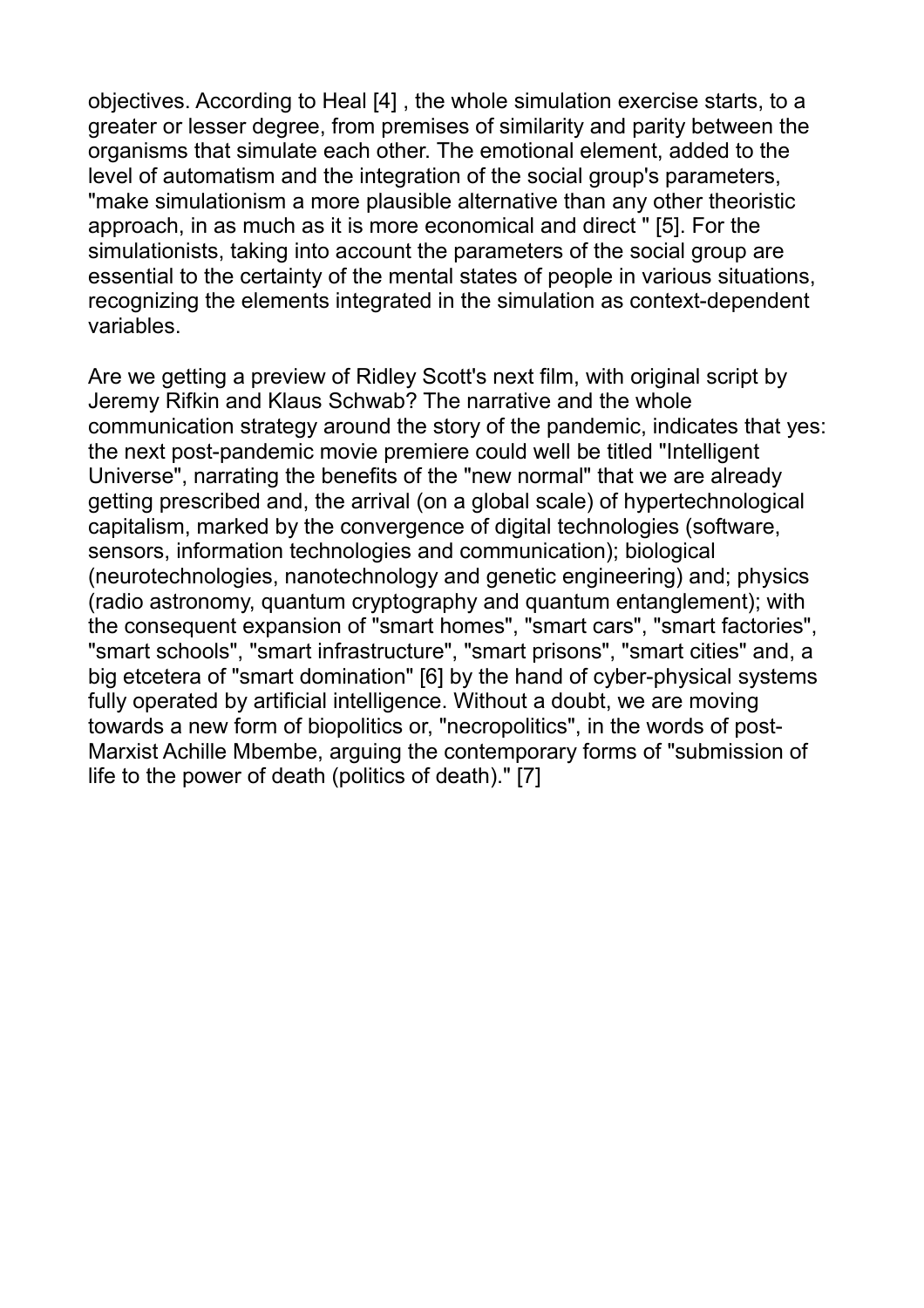objectives. According to Heal [4] , the whole simulation exercise starts, to a greater or lesser degree, from premises of similarity and parity between the organisms that simulate each other. The emotional element, added to the level of automatism and the integration of the social group's parameters, "make simulationism a more plausible alternative than any other theoristic approach, in as much as it is more economical and direct " [5]. For the simulationists, taking into account the parameters of the social group are essential to the certainty of the mental states of people in various situations, recognizing the elements integrated in the simulation as context-dependent variables.

Are we getting a preview of Ridley Scott's next film, with original script by Jeremy Rifkin and Klaus Schwab? The narrative and the whole communication strategy around the story of the pandemic, indicates that yes: the next post-pandemic movie premiere could well be titled "Intelligent Universe", narrating the benefits of the "new normal" that we are already getting prescribed and, the arrival (on a global scale) of hypertechnological capitalism, marked by the convergence of digital technologies (software, sensors, information technologies and communication); biological (neurotechnologies, nanotechnology and genetic engineering) and; physics (radio astronomy, quantum cryptography and quantum entanglement); with the consequent expansion of "smart homes", "smart cars", "smart factories", "smart schools", "smart infrastructure", "smart prisons", "smart cities" and, a big etcetera of "smart domination" [6] by the hand of cyber-physical systems fully operated by artificial intelligence. Without a doubt, we are moving towards a new form of biopolitics or, "necropolitics", in the words of post-Marxist Achille Mbembe, arguing the contemporary forms of "submission of life to the power of death (politics of death)." [7]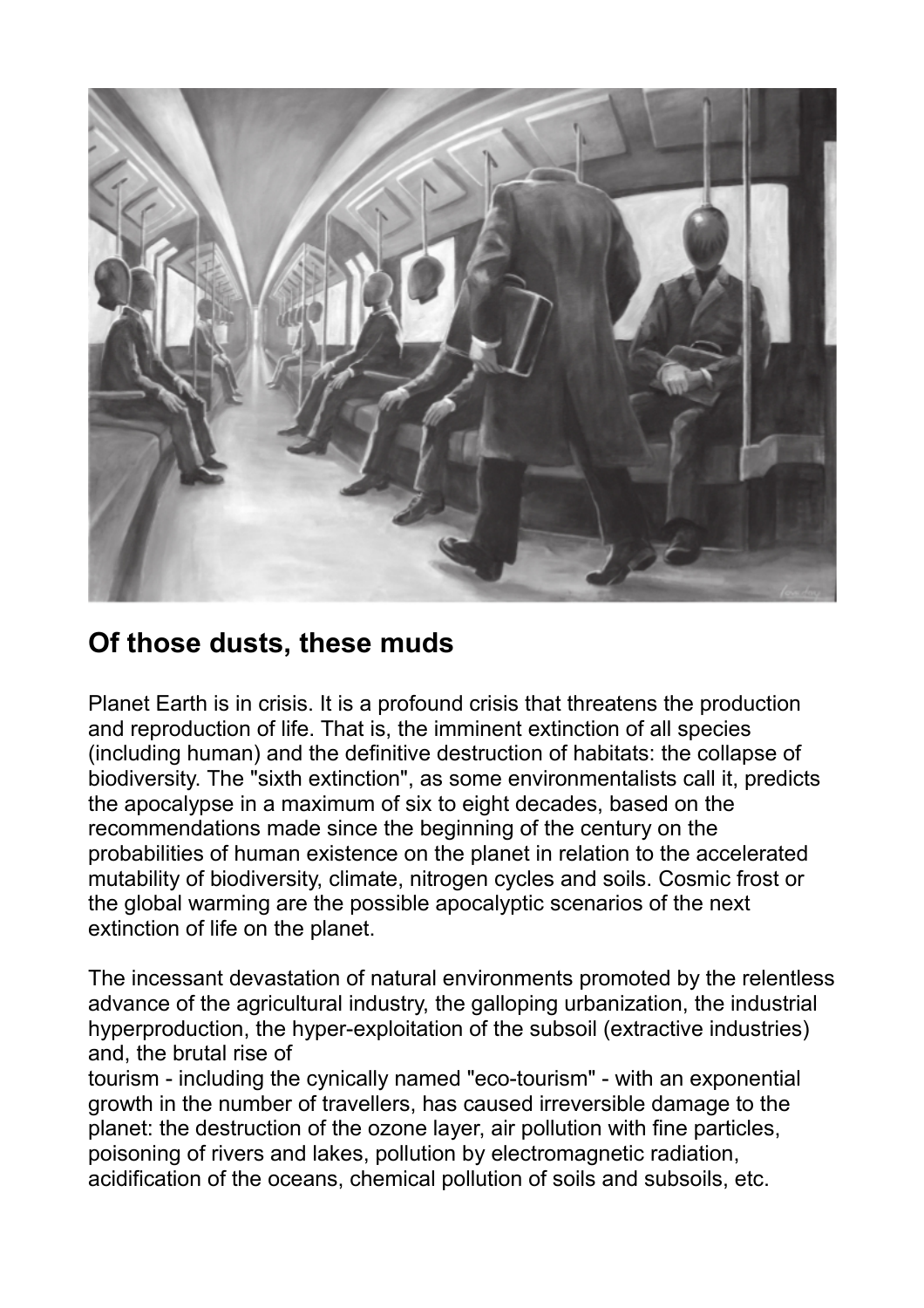## Of those dusts, these muds

Planet Earth is in crisis. It is a profound crisis that threatens the production and reproduction of life. That is, the imminent extinction of all species (including human) and the definitive destruction of habitats: the collapse of biodiversity. The "sixth extinction", as some environmentalists call it, predicts the apocalypse in a maximum of six to eight decades, based on the recommendations made since the beginning of the century on the probabilities of human existence on the planet in relation to the accelerated mutability of biodiversity, climate, nitrogen cycles and soils. Cosmic frost or the global warming are the possible apocalyptic scenarios of the next extinction of life on the planet.

The incessant devastation of natural environments promoted by the relentless advance of the agricultural industry, the galloping urbanization, the industrial hyperproduction, the hyper-exploitation of the subsoil (extractive industries) and, the brutal rise of tourism - including the cynically named "eco-tourism" - with an exponential growth in the number of travellers, has caused irreversible damage to the planet: the destruction of the ozone layer, air pollution with fine particles, poisoning of rivers and lakes, pollution by electromagnetic radiation, acidification of the oceans, chemical pollution of soils and subsoils, etc.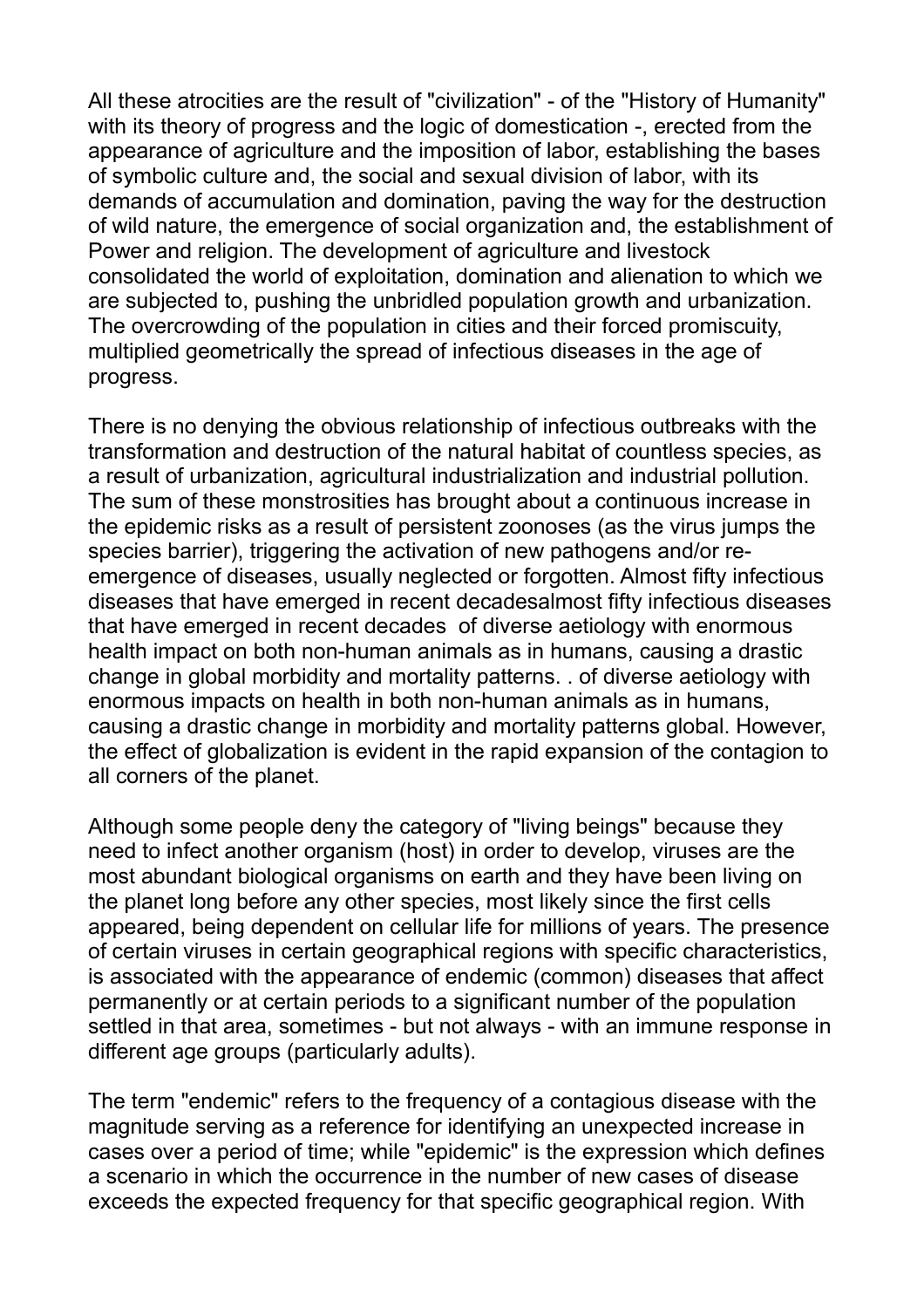All these atrocities are the result of "civilization" - of the "History of Humanity" with its theory of progress and the logic of domestication -, erected from the appearance of agriculture and the imposition of labor, establishing the bases of symbolic culture and, the social and sexual division of labor, with its demands of accumulation and domination, paving the way for the destruction of wild nature, the emergence of social organization and, the establishment of Power and religion. The development of agriculture and livestock consolidated the world of exploitation, domination and alienation to which we are subjected to, pushing the unbridled population growth and urbanization. The overcrowding of the population in cities and their forced promiscuity, multiplied geometrically the spread of infectious diseases in the age of progress.

There is no denying the obvious relationship of infectious outbreaks with the transformation and destruction of the natural habitat of countless species, as a result of urbanization, agricultural industrialization and industrial pollution. The sum of these monstrosities has brought about a continuous increase in the epidemic risks as a result of persistent zoonoses (as the virus jumps the species barrier), triggering the activation of new pathogens and/or re-emergence of diseases, usually neglected or forgotten. Almost fifty infectious diseases that have emerged in recent decadesalmost fifty infectious diseases that have emerged in recent decades of diverse aetiology with enormous health impact on both non-human animals as in humans, causing a drastic change in global morbidity and mortality patterns. . of diverse aetiology with enormous impacts on health in both non-human animals as in humans, causing a drastic change in morbidity and mortality patterns global. However, the effect of globalization is evident in the rapid expansion of the contagion to all corners of the planet.

Although some people deny the category of "living beings" because they need to infect another organism (host) in order to develop, viruses are the most abundant biological organisms on earth and they have been living on the planet long before any other species, most likely since the first cells appeared, being dependent on cellular life for millions of years. The presence of certain viruses in certain geographical regions with specific characteristics, is associated with the appearance of endemic (common) diseases that affect permanently or at certain periods to a significant number of the population settled in that area, sometimes - but not always - with an immune response in different age groups (particularly adults).

The term "endemic" refers to the frequency of a contagious disease with the magnitude serving as a reference for identifying an unexpected increase in cases over a period of time; while "epidemic" is the expression which defines a scenario in which the occurrence in the number of new cases of disease exceeds the expected frequency for that specific geographical region. With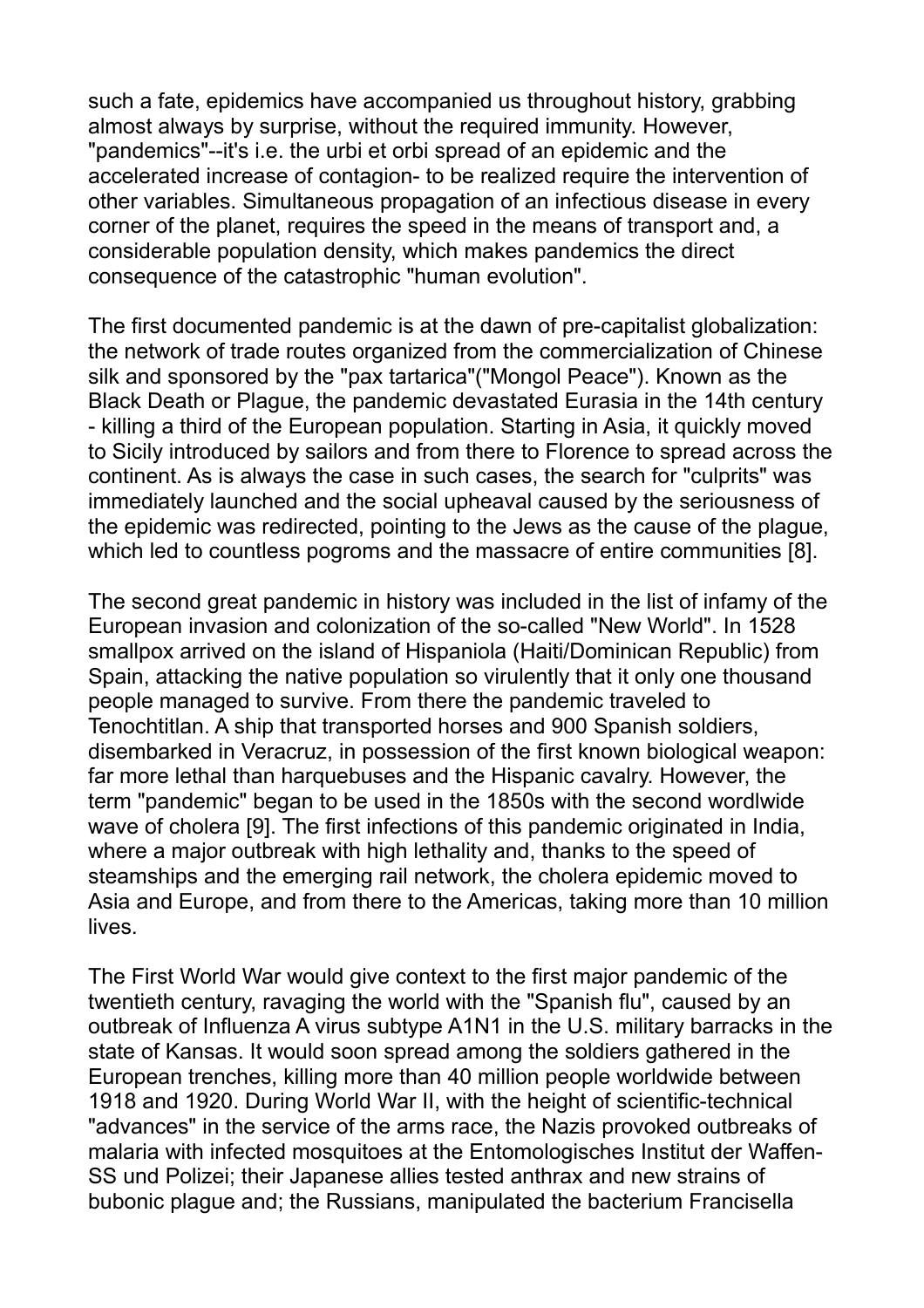such a fate, epidemics have accompanied us throughout history, grabbing almost always by surprise, without the required immunity. However, "pandemics"--it's i.e. the urbi et orbi spread of an epidemic and the accelerated increase of contagion- to be realized require the intervention of other variables. Simultaneous propagation of an infectious disease in every corner of the planet, requires the speed in the means of transport and, a considerable population density, which makes pandemics the direct consequence of the catastrophic "human evolution".

The first documented pandemic is at the dawn of pre-capitalist globalization: the network of trade routes organized from the commercialization of Chinese silk and sponsored by the "pax tartarica"("Mongol Peace"). Known as the Black Death or Plague, the pandemic devastated Eurasia in the 14th century - killing a third of the European population. Starting in Asia, it quickly moved to Sicily introduced by sailors and from there to Florence to spread across the continent. As is always the case in such cases, the search for "culprits" was immediately launched and the social upheaval caused by the seriousness of the epidemic was redirected, pointing to the Jews as the cause of the plague, which led to countless pogroms and the massacre of entire communities [8].

The second great pandemic in history was included in the list of infamy of the European invasion and colonization of the so-called "New World". In 1528 smallpox arrived on the island of Hispaniola (Haiti/Dominican Republic) from Spain, attacking the native population so virulently that it only one thousand people managed to survive. From there the pandemic traveled to Tenochtitlan. A ship that transported horses and 900 Spanish soldiers, disembarked in Veracruz, in possession of the first known biological weapon: far more lethal than harquebuses and the Hispanic cavalry. However, the term "pandemic" began to be used in the 1850s with the second wordlwide wave of cholera [9]. The first infections of this pandemic originated in India, where a major outbreak with high lethality and, thanks to the speed of steamships and the emerging rail network, the cholera epidemic moved to Asia and Europe, and from there to the Americas, taking more than 10 million lives.

The First World War would give context to the first major pandemic of the twentieth century, ravaging the world with the "Spanish flu", caused by an outbreak of Influenza A virus subtype A1N1 in the U.S. military barracks in the state of Kansas. It would soon spread among the soldiers gathered in the European trenches, killing more than 40 million people worldwide between 1918 and 1920. During World War II, with the height of scientific-technical "advances" in the service of the arms race, the Nazis provoked outbreaks of malaria with infected mosquitoes at the Entomologisches Institut der Waffen-SS und Polizei; their Japanese allies tested anthrax and new strains of bubonic plague and; the Russians, manipulated the bacterium Francisella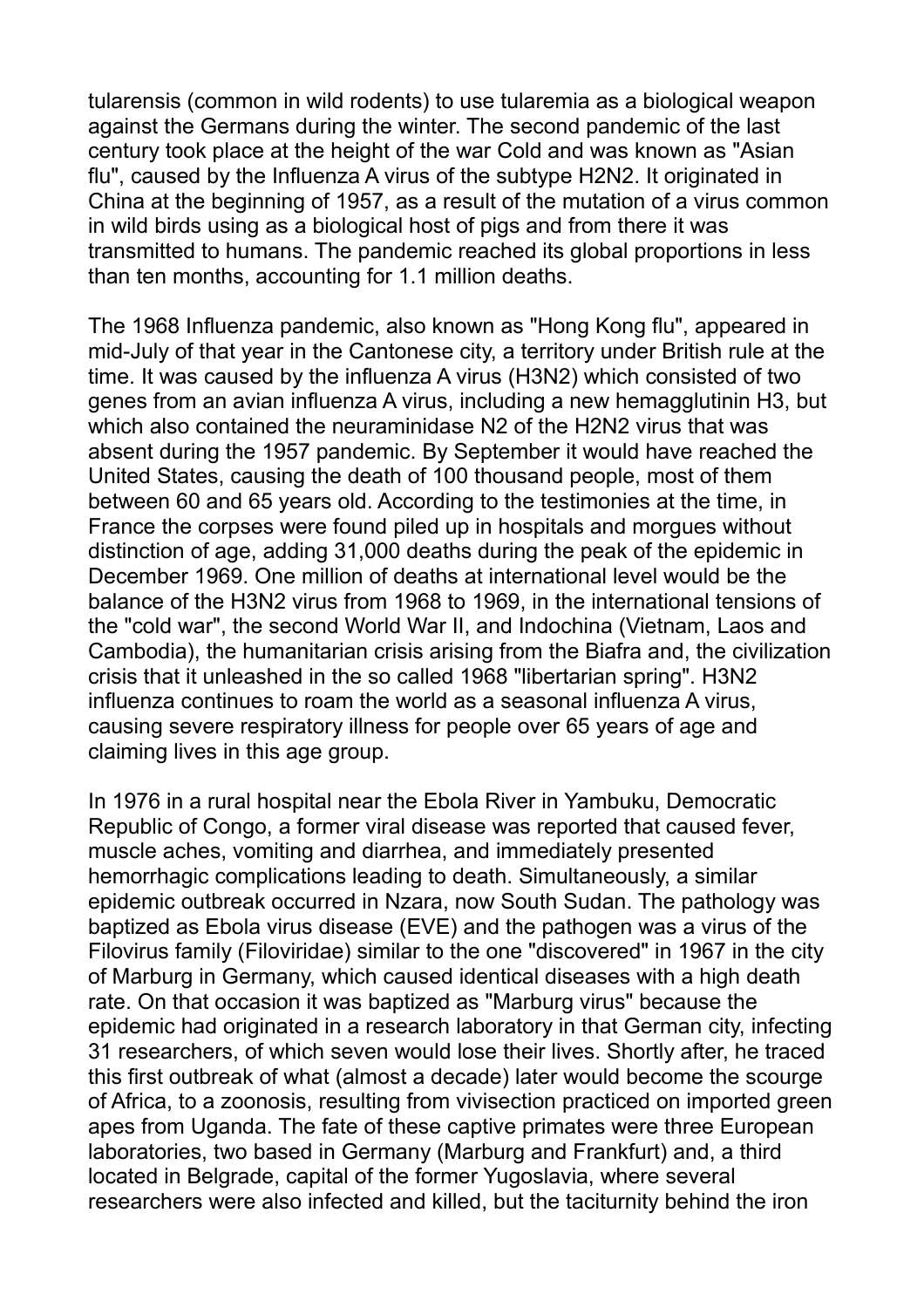tularensis (common in wild rodents) to use tularemia as a biological weapon against the Germans during the winter. The second pandemic of the last century took place at the height of the war Cold and was known as "Asian flu", caused by the Influenza A virus of the subtype H2N2. It originated in China at the beginning of 1957, as a result of the mutation of a virus common in wild birds using as a biological host of pigs and from there it was transmitted to humans. The pandemic reached its global proportions in less than ten months, accounting for 1.1 million deaths.

The 1968 Influenza pandemic, also known as "Hong Kong flu", appeared in mid-July of that year in the Cantonese city, a territory under British rule at the time. It was caused by the influenza A virus (H3N2) which consisted of two genes from an avian influenza A virus, including a new hemagglutinin H3, but which also contained the neuraminidase N2 of the H2N2 virus that was absent during the 1957 pandemic. By September it would have reached the United States, causing the death of 100 thousand people, most of them between 60 and 65 years old. According to the testimonies at the time, in France the corpses were found piled up in hospitals and morgues without distinction of age, adding 31,000 deaths during the peak of the epidemic in December 1969. One million of deaths at international level would be the balance of the H3N2 virus from 1968 to 1969, in the international tensions of the "cold war", the second World War II, and Indochina (Vietnam, Laos and Cambodia), the humanitarian crisis arising from the Biafra and, the civilization crisis that it unleashed in the so called 1968 "libertarian spring". H3N2 influenza continues to roam the world as a seasonal influenza A virus, causing severe respiratory illness for people over 65 years of age and claiming lives in this age group.

In 1976 in a rural hospital near the Ebola River in Yambuku, Democratic Republic of Congo, a former viral disease was reported that caused fever, muscle aches, vomiting and diarrhea, and immediately presented hemorrhagic complications leading to death. Simultaneously, a similar epidemic outbreak occurred in Nzara, now South Sudan. The pathology was baptized as Ebola virus disease (EVE) and the pathogen was a virus of the Filovirus family (Filoviridae) similar to the one "discovered" in 1967 in the city of Marburg in Germany, which caused identical diseases with a high death rate. On that occasion it was baptized as "Marburg virus" because the epidemic had originated in a research laboratory in that German city, infecting 31 researchers, of which seven would lose their lives. Shortly after, he traced this first outbreak of what (almost a decade) later would become the scourge of Africa, to a zoonosis, resulting from vivisection practiced on imported green apes from Uganda. The fate of these captive primates were three European laboratories, two based in Germany (Marburg and Frankfurt) and, a third located in Belgrade, capital of the former Yugoslavia, where several researchers were also infected and killed, but the taciturnity behind the iron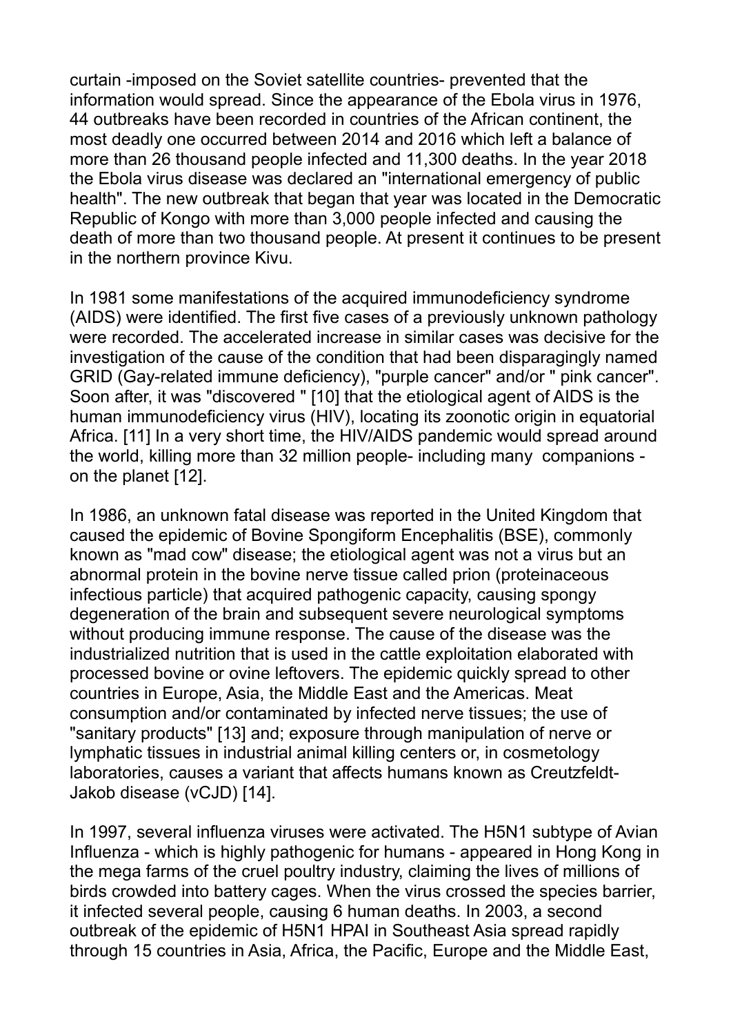curtain -imposed on the Soviet satellite countries- prevented that the information would spread. Since the appearance of the Ebola virus in 1976, 44 outbreaks have been recorded in countries of the African continent, the most deadly one occurred between 2014 and 2016 which left a balance of more than 26 thousand people infected and 11,300 deaths. In the year 2018 the Ebola virus disease was declared an "international emergency of public health". The new outbreak that began that year was located in the Democratic Republic of Kongo with more than 3,000 people infected and causing the death of more than two thousand people. At present it continues to be present in the northern province Kivu.

In 1981 some manifestations of the acquired immunodeficiency syndrome (AIDS) were identified. The first five cases of a previously unknown pathology were recorded. The accelerated increase in similar cases was decisive for the investigation of the cause of the condition that had been disparagingly named GRID (Gay-related immune deficiency), "purple cancer" and/or " pink cancer". Soon after, it was "discovered " [10] that the etiological agent of AIDS is the human immunodeficiency virus (HIV), locating its zoonotic origin in equatorial Africa. [11] In a very short time, the HIV/AIDS pandemic would spread around the world, killing more than 32 million people- including many companions - on the planet [12].

In 1986, an unknown fatal disease was reported in the United Kingdom that caused the epidemic of Bovine Spongiform Encephalitis (BSE), commonly known as "mad cow" disease; the etiological agent was not a virus but an abnormal protein in the bovine nerve tissue called prion (proteinaceous infectious particle) that acquired pathogenic capacity, causing spongy degeneration of the brain and subsequent severe neurological symptoms without producing immune response. The cause of the disease was the industrialized nutrition that is used in the cattle exploitation elaborated with processed bovine or ovine leftovers. The epidemic quickly spread to other countries in Europe, Asia, the Middle East and the Americas. Meat consumption and/or contaminated by infected nerve tissues; the use of "sanitary products" [13] and; exposure through manipulation of nerve or lymphatic tissues in industrial animal killing centers or, in cosmetology laboratories, causes a variant that affects humans known as Creutzfeldt-Jakob disease (vCJD) [14].

In 1997, several influenza viruses were activated. The H5N1 subtype of Avian Influenza - which is highly pathogenic for humans - appeared in Hong Kong in the mega farms of the cruel poultry industry, claiming the lives of millions of birds crowded into battery cages. When the virus crossed the species barrier, it infected several people, causing 6 human deaths. In 2003, a second outbreak of the epidemic of H5N1 HPAI in Southeast Asia spread rapidly through 15 countries in Asia, Africa, the Pacific, Europe and the Middle East,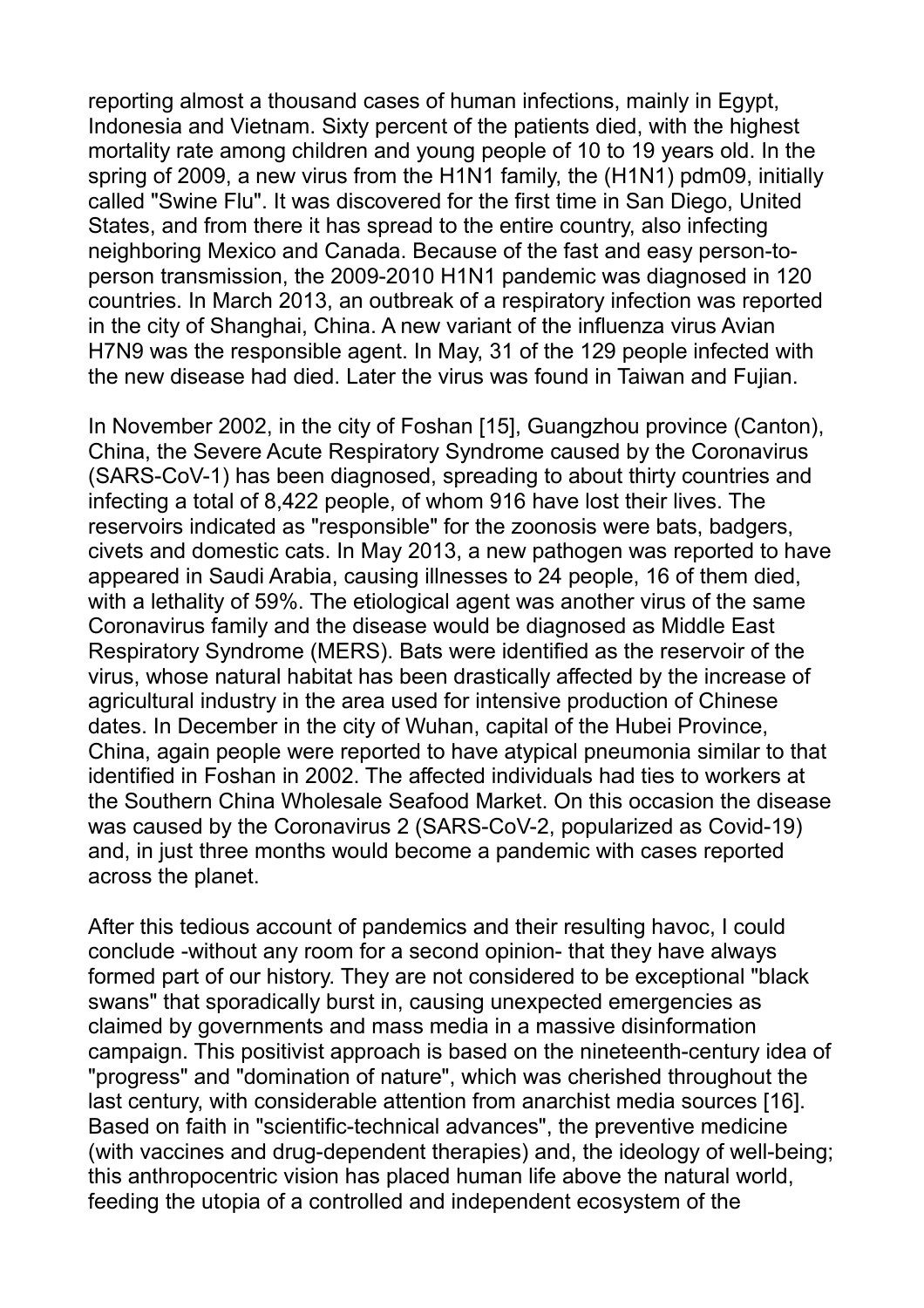reporting almost a thousand cases of human infections, mainly in Egypt, Indonesia and Vietnam. Sixty percent of the patients died, with the highest mortality rate among children and young people of 10 to 19 years old. In the spring of 2009, a new virus from the H1N1 family, the (H1N1) pdm09, initially called "Swine Flu". It was discovered for the first time in San Diego, United States, and from there it has spread to the entire country, also infecting neighboring Mexico and Canada. Because of the fast and easy person-to-person transmission, the 2009-2010 H1N1 pandemic was diagnosed in 120 countries. In March 2013, an outbreak of a respiratory infection was reported in the city of Shanghai, China. A new variant of the influenza virus Avian H7N9 was the responsible agent. In May, 31 of the 129 people infected with the new disease had died. Later the virus was found in Taiwan and Fujian.

In November 2002, in the city of Foshan [15], Guangzhou province (Canton), China, the Severe Acute Respiratory Syndrome caused by the Coronavirus (SARS-CoV-1) has been diagnosed, spreading to about thirty countries and infecting a total of 8,422 people, of whom 916 have lost their lives. The reservoirs indicated as "responsible" for the zoonosis were bats, badgers, civets and domestic cats. In May 2013, a new pathogen was reported to have appeared in Saudi Arabia, causing illnesses to 24 people, 16 of them died, with a lethality of 59%. The etiological agent was another virus of the same Coronavirus family and the disease would be diagnosed as Middle East Respiratory Syndrome (MERS). Bats were identified as the reservoir of the virus, whose natural habitat has been drastically affected by the increase of agricultural industry in the area used for intensive production of Chinese dates. In December in the city of Wuhan, capital of the Hubei Province, China, again people were reported to have atypical pneumonia similar to that identified in Foshan in 2002. The affected individuals had ties to workers at the Southern China Wholesale Seafood Market. On this occasion the disease was caused by the Coronavirus 2 (SARS-CoV-2, popularized as Covid-19) and, in just three months would become a pandemic with cases reported across the planet.

After this tedious account of pandemics and their resulting havoc, I could conclude -without any room for a second opinion- that they have always formed part of our history. They are not considered to be exceptional "black swans" that sporadically burst in, causing unexpected emergencies as claimed by governments and mass media in a massive disinformation campaign. This positivist approach is based on the nineteenth-century idea of "progress" and "domination of nature", which was cherished throughout the last century, with considerable attention from anarchist media sources [16]. Based on faith in "scientific-technical advances", the preventive medicine (with vaccines and drug-dependent therapies) and, the ideology of well-being; this anthropocentric vision has placed human life above the natural world, feeding the utopia of a controlled and independent ecosystem of the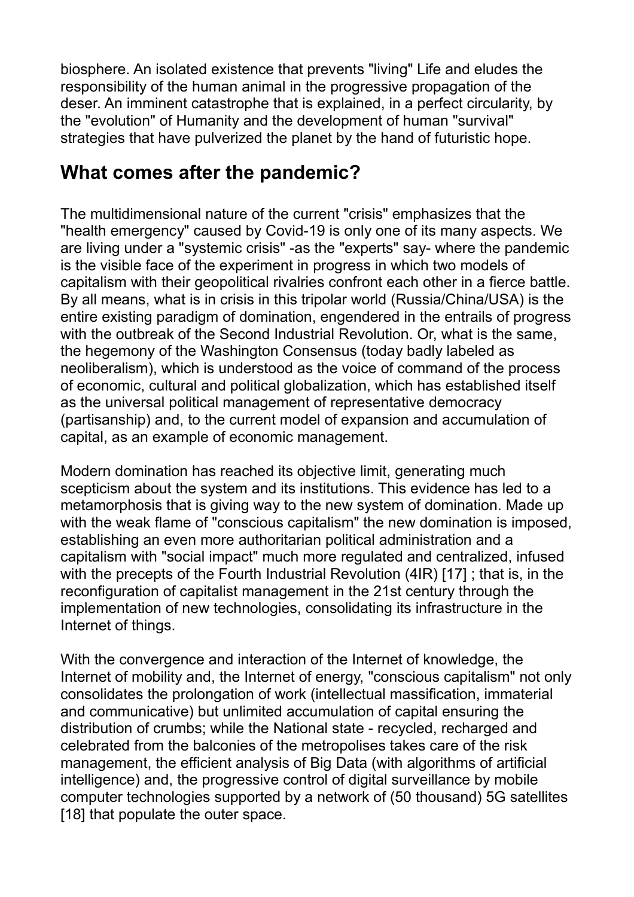biosphere. An isolated existence that prevents "living" Life and eludes the responsibility of the human animal in the progressive propagation of the deser. An imminent catastrophe that is explained, in a perfect circularity, by the "evolution" of Humanity and the development of human "survival" strategies that have pulverized the planet by the hand of futuristic hope.

## What comes after the pandemic?

The multidimensional nature of the current "crisis" emphasizes that the "health emergency" caused by Covid-19 is only one of its many aspects. We are living under a "systemic crisis" -as the "experts" say- where the pandemic is the visible face of the experiment in progress in which two models of capitalism with their geopolitical rivalries confront each other in a fierce battle. By all means, what is in crisis in this tripolar world (Russia/China/USA) is the entire existing paradigm of domination, engendered in the entrails of progress with the outbreak of the Second Industrial Revolution. Or, what is the same, the hegemony of the Washington Consensus (today badly labeled as neoliberalism), which is understood as the voice of command of the process of economic, cultural and political globalization, which has established itself as the universal political management of representative democracy (partisanship) and, to the current model of expansion and accumulation of capital, as an example of economic management.

Modern domination has reached its objective limit, generating much scepticism about the system and its institutions. This evidence has led to a metamorphosis that is giving way to the new system of domination. Made up with the weak flame of "conscious capitalism" the new domination is imposed, establishing an even more authoritarian political administration and a capitalism with "social impact" much more regulated and centralized, infused with the precepts of the Fourth Industrial Revolution (4IR) [17] ; that is, in the reconfiguration of capitalist management in the 21st century through the implementation of new technologies, consolidating its infrastructure in the Internet of things.

With the convergence and interaction of the Internet of knowledge, the Internet of mobility and, the Internet of energy, "conscious capitalism" not only consolidates the prolongation of work (intellectual massification, immaterial and communicative) but unlimited accumulation of capital ensuring the distribution of crumbs; while the National state - recycled, recharged and celebrated from the balconies of the metropolises takes care of the risk management, the efficient analysis of Big Data (with algorithms of artificial intelligence) and, the progressive control of digital surveillance by mobile computer technologies supported by a network of (50 thousand) 5G satellites [18] that populate the outer space.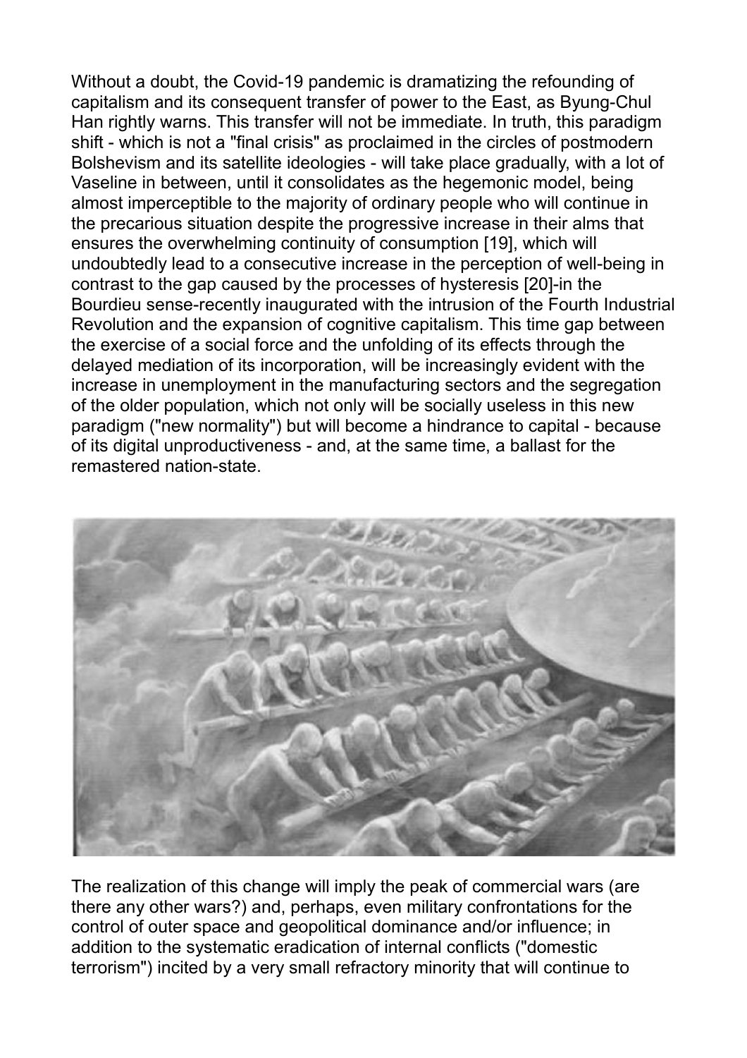Without a doubt, the Covid-19 pandemic is dramatizing the refounding of capitalism and its consequent transfer of power to the East, as Byung-Chul Han rightly warns. This transfer will not be immediate. In truth, this paradigm shift - which is not a "final crisis" as proclaimed in the circles of postmodern Bolshevism and its satellite ideologies - will take place gradually, with a lot of Vaseline in between, until it consolidates as the hegemonic model, being almost imperceptible to the majority of ordinary people who will continue in the precarious situation despite the progressive increase in their alms that ensures the overwhelming continuity of consumption [19], which will undoubtedly lead to a consecutive increase in the perception of well-being in contrast to the gap caused by the processes of hysteresis [20]-in the Bourdieu sense-recently inaugurated with the intrusion of the Fourth Industrial Revolution and the expansion of cognitive capitalism. This time gap between the exercise of a social force and the unfolding of its effects through the delayed mediation of its incorporation, will be increasingly evident with the increase in unemployment in the manufacturing sectors and the segregation of the older population, which not only will be socially useless in this new paradigm ("new normality") but will become a hindrance to capital - because of its digital unproductiveness - and, at the same time, a ballast for the remastered nation-state.

The realization of this change will imply the peak of commercial wars (are there any other wars?) and, perhaps, even military confrontations for the control of outer space and geopolitical dominance and/or influence; in addition to the systematic eradication of internal conflicts ("domestic terrorism") incited by a very small refractory minority that will continue to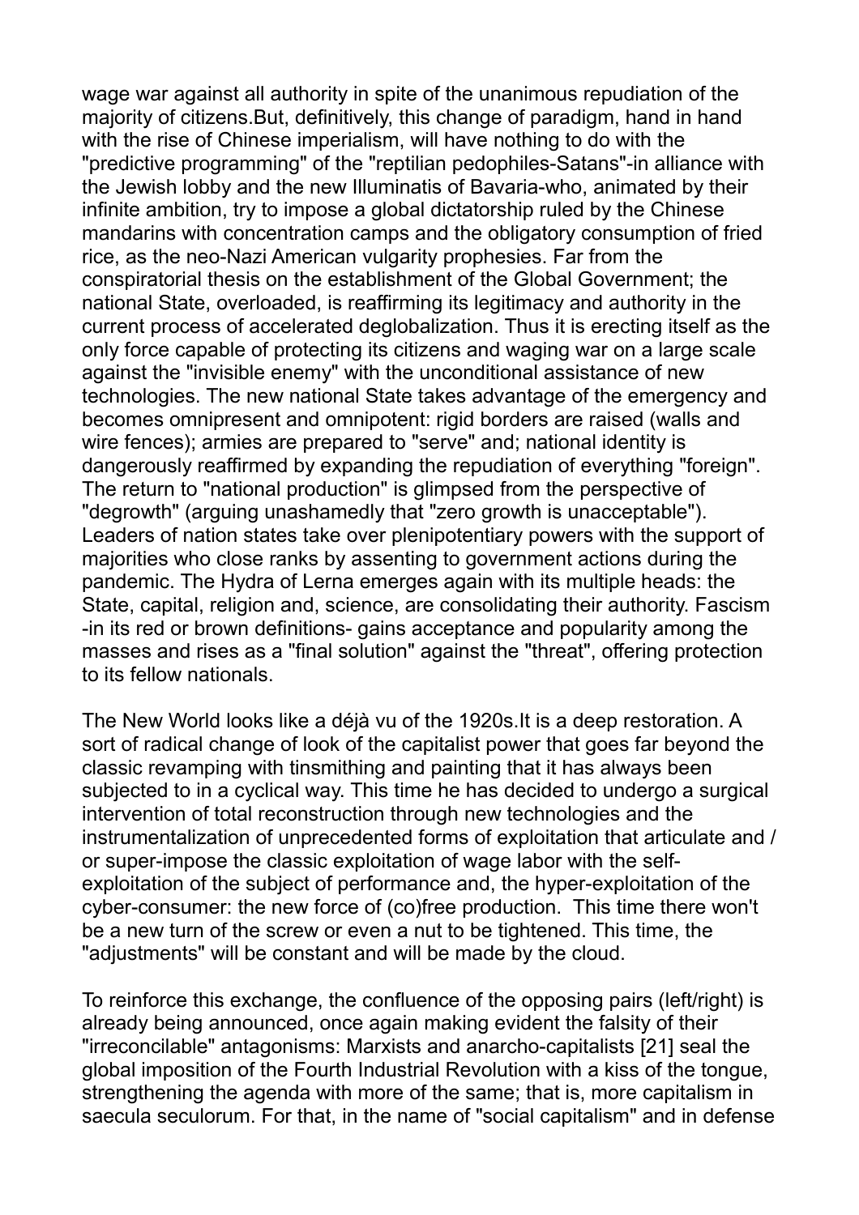wage war against all authority in spite of the unanimous repudiation of the majority of citizens.But, definitively, this change of paradigm, hand in hand with the rise of Chinese imperialism, will have nothing to do with the "predictive programming" of the "reptilian pedophiles-Satans"-in alliance with the Jewish lobby and the new Illuminatis of Bavaria-who, animated by their infinite ambition, try to impose a global dictatorship ruled by the Chinese mandarins with concentration camps and the obligatory consumption of fried rice, as the neo-Nazi American vulgarity prophesies. Far from the conspiratorial thesis on the establishment of the Global Government; the national State, overloaded, is reaffirming its legitimacy and authority in the current process of accelerated deglobalization. Thus it is erecting itself as the only force capable of protecting its citizens and waging war on a large scale against the "invisible enemy" with the unconditional assistance of new technologies. The new national State takes advantage of the emergency and becomes omnipresent and omnipotent: rigid borders are raised (walls and wire fences); armies are prepared to "serve" and; national identity is dangerously reaffirmed by expanding the repudiation of everything "foreign". The return to "national production" is glimpsed from the perspective of "degrowth" (arguing unashamedly that "zero growth is unacceptable"). Leaders of nation states take over plenipotentiary powers with the support of majorities who close ranks by assenting to government actions during the pandemic. The Hydra of Lerna emerges again with its multiple heads: the State, capital, religion and, science, are consolidating their authority. Fascism -in its red or brown definitions- gains acceptance and popularity among the masses and rises as a "final solution" against the "threat", offering protection to its fellow nationals.

The New World looks like a déjà vu of the 1920s.It is a deep restoration. A sort of radical change of look of the capitalist power that goes far beyond the classic revamping with tinsmithing and painting that it has always been subjected to in a cyclical way. This time he has decided to undergo a surgical intervention of total reconstruction through new technologies and the instrumentalization of unprecedented forms of exploitation that articulate and / or super-impose the classic exploitation of wage labor with the self-exploitation of the subject of performance and, the hyper-exploitation of the cyber-consumer: the new force of (co)free production. This time there won't be a new turn of the screw or even a nut to be tightened. This time, the "adjustments" will be constant and will be made by the cloud.

To reinforce this exchange, the confluence of the opposing pairs (left/right) is already being announced, once again making evident the falsity of their "irreconcilable" antagonisms: Marxists and anarcho-capitalists [21] seal the global imposition of the Fourth Industrial Revolution with a kiss of the tongue, strengthening the agenda with more of the same; that is, more capitalism in saecula seculorum. For that, in the name of "social capitalism" and in defense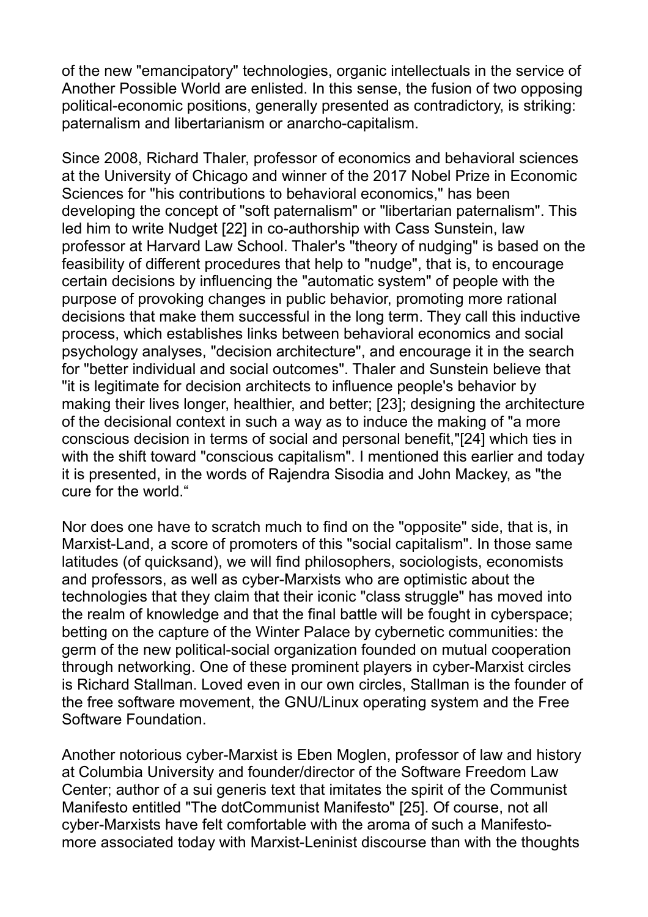of the new "emancipatory" technologies, organic intellectuals in the service of Another Possible World are enlisted. In this sense, the fusion of two opposing political-economic positions, generally presented as contradictory, is striking: paternalism and libertarianism or anarcho-capitalism.

Since 2008, Richard Thaler, professor of economics and behavioral sciences at the University of Chicago and winner of the 2017 Nobel Prize in Economic Sciences for "his contributions to behavioral economics," has been developing the concept of "soft paternalism" or "libertarian paternalism". This led him to write Nudget [22] in co-authorship with Cass Sunstein, law professor at Harvard Law School. Thaler's "theory of nudging" is based on the feasibility of different procedures that help to "nudge", that is, to encourage certain decisions by influencing the "automatic system" of people with the purpose of provoking changes in public behavior, promoting more rational decisions that make them successful in the long term. They call this inductive process, which establishes links between behavioral economics and social psychology analyses, "decision architecture", and encourage it in the search for "better individual and social outcomes". Thaler and Sunstein believe that "it is legitimate for decision architects to influence people's behavior by making their lives longer, healthier, and better; [23]; designing the architecture of the decisional context in such a way as to induce the making of "a more conscious decision in terms of social and personal benefit,"[24] which ties in with the shift toward "conscious capitalism". I mentioned this earlier and today it is presented, in the words of Rajendra Sisodia and John Mackey, as "the cure for the world."

Nor does one have to scratch much to find on the "opposite" side, that is, in Marxist-Land, a score of promoters of this "social capitalism". In those same latitudes (of quicksand), we will find philosophers, sociologists, economists and professors, as well as cyber-Marxists who are optimistic about the technologies that they claim that their iconic "class struggle" has moved into the realm of knowledge and that the final battle will be fought in cyberspace; betting on the capture of the Winter Palace by cybernetic communities: the germ of the new political-social organization founded on mutual cooperation through networking. One of these prominent players in cyber-Marxist circles is Richard Stallman. Loved even in our own circles, Stallman is the founder of the free software movement, the GNU/Linux operating system and the Free Software Foundation.

Another notorious cyber-Marxist is Eben Moglen, professor of law and history at Columbia University and founder/director of the Software Freedom Law Center; author of a sui generis text that imitates the spirit of the Communist Manifesto entitled "The dotCommunist Manifesto" [25]. Of course, not all cyber-Marxists have felt comfortable with the aroma of such a Manifesto-more associated today with Marxist-Leninist discourse than with the thoughts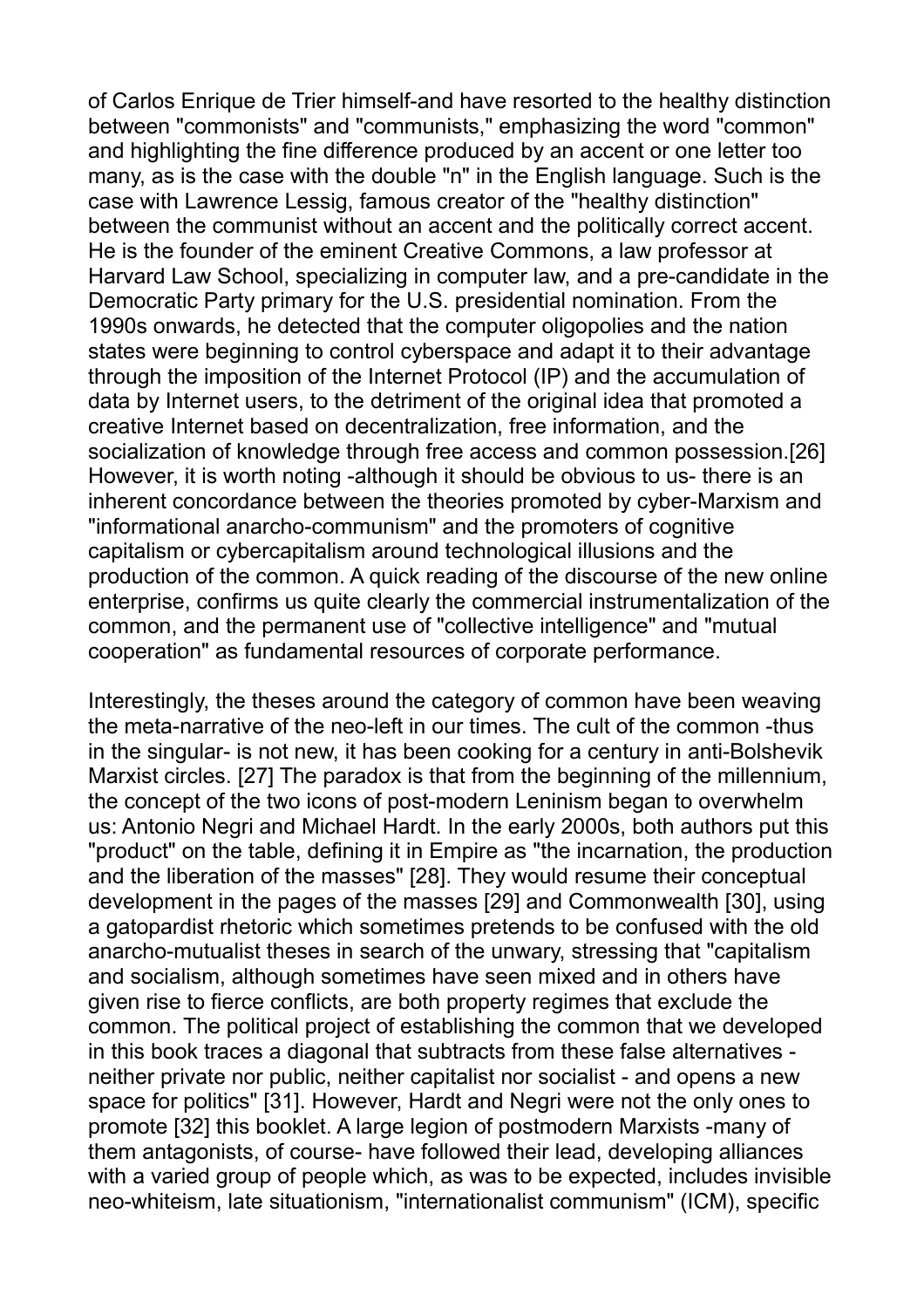of Carlos Enrique de Trier himself-and have resorted to the healthy distinction between "commonists" and "communists," emphasizing the word "common" and highlighting the fine difference produced by an accent or one letter too many, as is the case with the double "n" in the English language. Such is the case with Lawrence Lessig, famous creator of the "healthy distinction" between the communist without an accent and the politically correct accent. He is the founder of the eminent Creative Commons, a law professor at Harvard Law School, specializing in computer law, and a pre-candidate in the Democratic Party primary for the U.S. presidential nomination. From the 1990s onwards, he detected that the computer oligopolies and the nation states were beginning to control cyberspace and adapt it to their advantage through the imposition of the Internet Protocol (IP) and the accumulation of data by Internet users, to the detriment of the original idea that promoted a creative Internet based on decentralization, free information, and the socialization of knowledge through free access and common possession.[26] However, it is worth noting -although it should be obvious to us- there is an inherent concordance between the theories promoted by cyber-Marxism and "informational anarcho-communism" and the promoters of cognitive capitalism or cybercapitalism around technological illusions and the production of the common. A quick reading of the discourse of the new online enterprise, confirms us quite clearly the commercial instrumentalization of the common, and the permanent use of "collective intelligence" and "mutual cooperation" as fundamental resources of corporate performance.

Interestingly, the theses around the category of common have been weaving the meta-narrative of the neo-left in our times. The cult of the common -thus in the singular- is not new, it has been cooking for a century in anti-Bolshevik Marxist circles. [27] The paradox is that from the beginning of the millennium, the concept of the two icons of post-modern Leninism began to overwhelm us: Antonio Negri and Michael Hardt. In the early 2000s, both authors put this "product" on the table, defining it in Empire as "the incarnation, the production and the liberation of the masses" [28]. They would resume their conceptual development in the pages of the masses [29] and Commonwealth [30], using a gatopardist rhetoric which sometimes pretends to be confused with the old anarcho-mutualist theses in search of the unwary, stressing that "capitalism and socialism, although sometimes have seen mixed and in others have given rise to fierce conflicts, are both property regimes that exclude the common. The political project of establishing the common that we developed in this book traces a diagonal that subtracts from these false alternatives - neither private nor public, neither capitalist nor socialist - and opens a new space for politics" [31]. However, Hardt and Negri were not the only ones to promote [32] this booklet. A large legion of postmodern Marxists -many of them antagonists, of course- have followed their lead, developing alliances with a varied group of people which, as was to be expected, includes invisible neo-whiteism, late situationism, "internationalist communism" (ICM), specific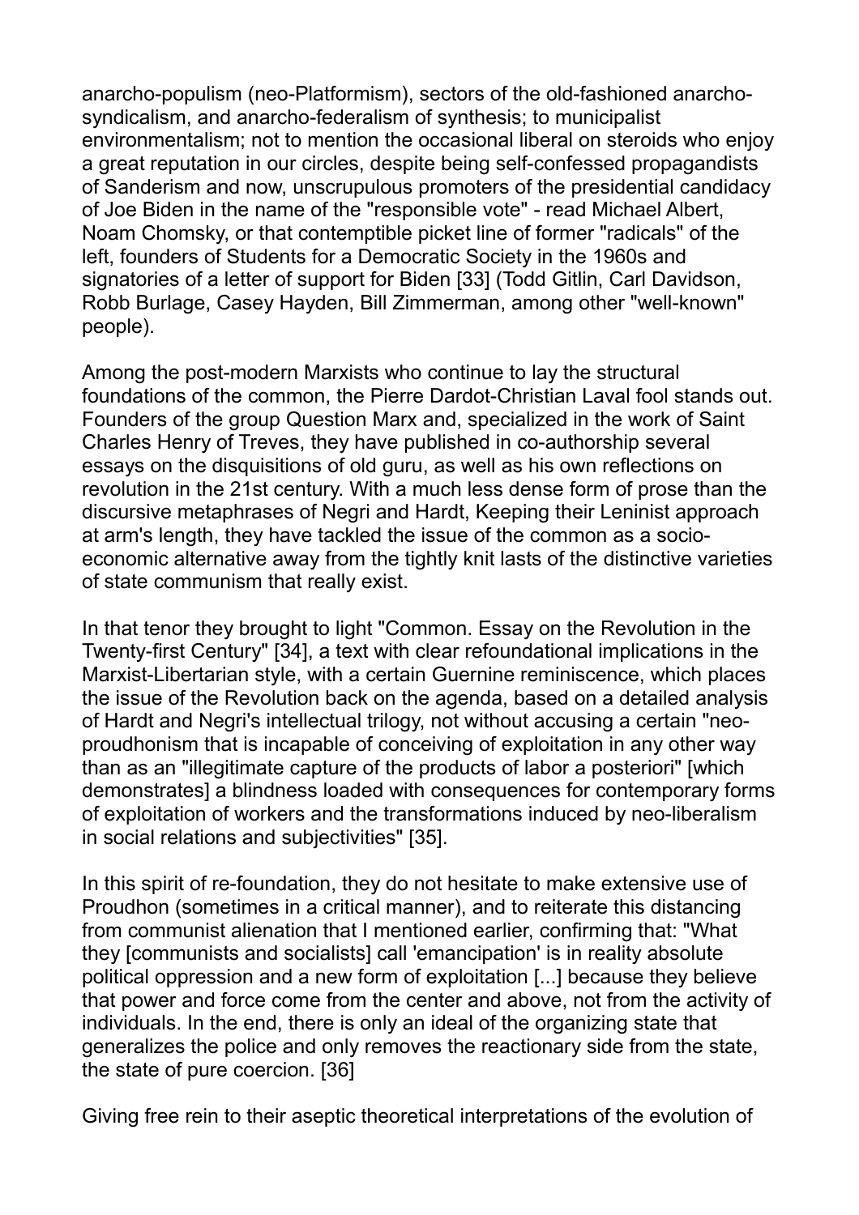anarcho-populism (neo-Platformism), sectors of the old-fashioned anarcho-syndicalism, and anarcho-federalism of synthesis; to municipalist environmentalism; not to mention the occasional liberal on steroids who enjoy a great reputation in our circles, despite being self-confessed propagandists of Sanderism and now, unscrupulous promoters of the presidential candidacy of Joe Biden in the name of the "responsible vote" - read Michael Albert, Noam Chomsky, or that contemptible picket line of former "radicals" of the left, founders of Students for a Democratic Society in the 1960s and signatories of a letter of support for Biden [33] (Todd Gitlin, Carl Davidson, Robb Burlage, Casey Hayden, Bill Zimmerman, among other "well-known" people).

Among the post-modern Marxists who continue to lay the structural foundations of the common, the Pierre Dardot-Christian Laval fool stands out. Founders of the group Question Marx and, specialized in the work of Saint Charles Henry of Treves, they have published in co-authorship several essays on the disquisitions of old guru, as well as his own reflections on revolution in the 21st century. With a much less dense form of prose than the discursive metaphrases of Negri and Hardt, Keeping their Leninist approach at arm's length, they have tackled the issue of the common as a socio-economic alternative away from the tightly knit lasts of the distinctive varieties of state communism that really exist.

In that tenor they brought to light "Common. Essay on the Revolution in the Twenty-first Century" [34], a text with clear refoundational implications in the Marxist-Libertarian style, with a certain Guernine reminiscence, which places the issue of the Revolution back on the agenda, based on a detailed analysis of Hardt and Negri's intellectual trilogy, not without accusing a certain "neo-proudhonism that is incapable of conceiving of exploitation in any other way than as an "illegitimate capture of the products of labor a posteriori" [which demonstrates] a blindness loaded with consequences for contemporary forms of exploitation of workers and the transformations induced by neo-liberalism in social relations and subjectivities" [35].

In this spirit of re-foundation, they do not hesitate to make extensive use of Proudhon (sometimes in a critical manner), and to reiterate this distancing from communist alienation that I mentioned earlier, confirming that: "What they [communists and socialists] call 'emancipation' is in reality absolute political oppression and a new form of exploitation [...] because they believe that power and force come from the center and above, not from the activity of individuals. In the end, there is only an ideal of the organizing state that generalizes the police and only removes the reactionary side from the state, the state of pure coercion. [36]

Giving free rein to their aseptic theoretical interpretations of the evolution of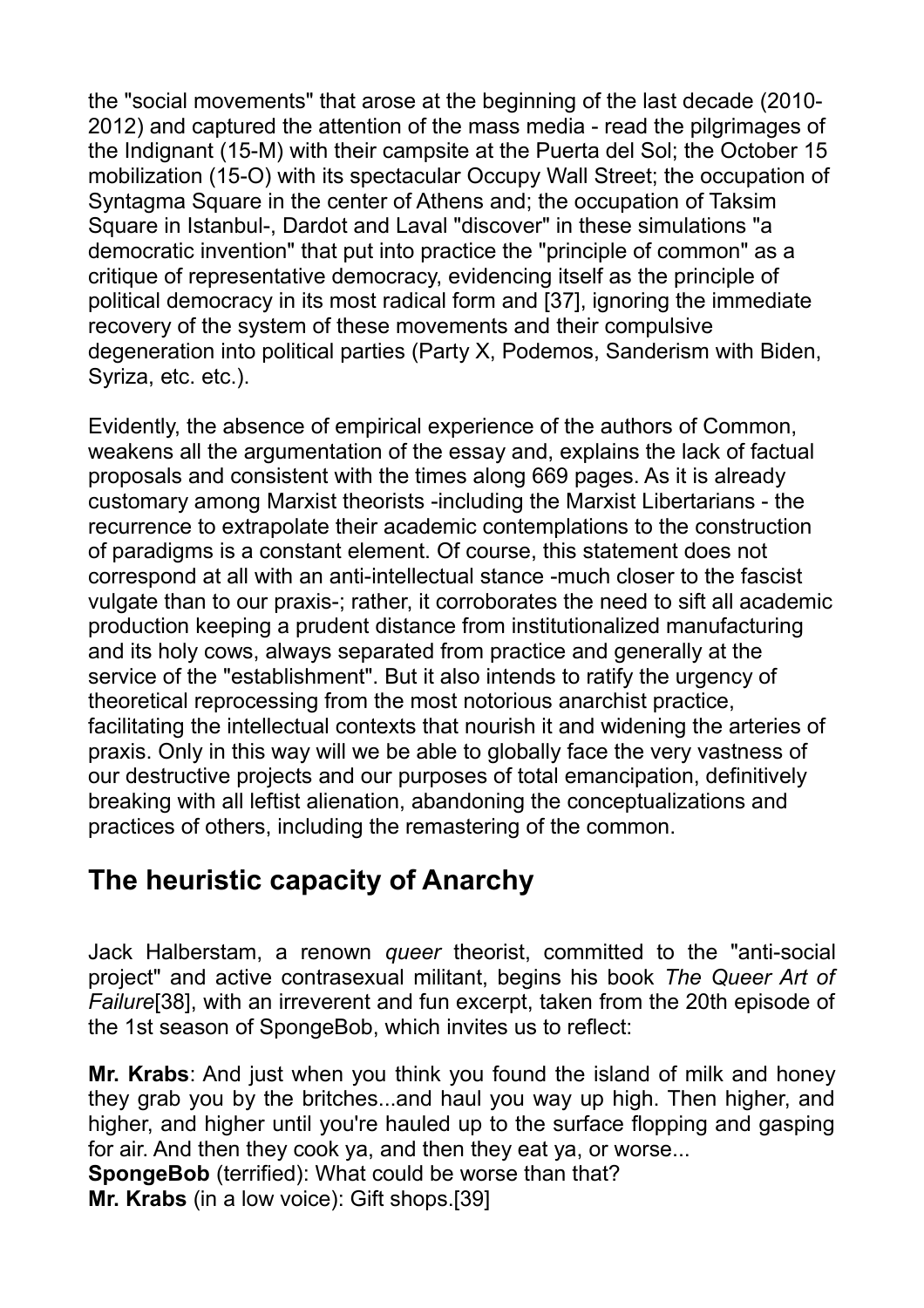the "social movements" that arose at the beginning of the last decade (2010-2012) and captured the attention of the mass media - read the pilgrimages of the Indignant (15-M) with their campsite at the Puerta del Sol; the October 15 mobilization (15-O) with its spectacular Occupy Wall Street; the occupation of Syntagma Square in the center of Athens and; the occupation of Taksim Square in Istanbul-, Dardot and Laval "discover" in these simulations "a democratic invention" that put into practice the "principle of common" as a critique of representative democracy, evidencing itself as the principle of political democracy in its most radical form and [37], ignoring the immediate recovery of the system of these movements and their compulsive degeneration into political parties (Party X, Podemos, Sanderism with Biden, Syriza, etc. etc.).

Evidently, the absence of empirical experience of the authors of Common, weakens all the argumentation of the essay and, explains the lack of factual proposals and consistent with the times along 669 pages. As it is already customary among Marxist theorists -including the Marxist Libertarians - the recurrence to extrapolate their academic contemplations to the construction of paradigms is a constant element. Of course, this statement does not correspond at all with an anti-intellectual stance -much closer to the fascist vulgate than to our praxis-; rather, it corroborates the need to sift all academic production keeping a prudent distance from institutionalized manufacturing and its holy cows, always separated from practice and generally at the service of the "establishment". But it also intends to ratify the urgency of theoretical reprocessing from the most notorious anarchist practice, facilitating the intellectual contexts that nourish it and widening the arteries of praxis. Only in this way will we be able to globally face the very vastness of our destructive projects and our purposes of total emancipation, definitively breaking with all leftist alienation, abandoning the conceptualizations and practices of others, including the remastering of the common.

## The heuristic capacity of Anarchy

Jack Halberstam, a renown *queer* theorist, committed to the "anti-social project" and active contrasexual militant, begins his book *The Queer Art of Failure*[38], with an irreverent and fun excerpt, taken from the 20th episode of the 1st season of SpongeBob, which invites us to reflect:

**Mr. Krabs**: And just when you think you found the island of milk and honey they grab you by the britches...and haul you way up high. Then higher, and higher, and higher until you're hauled up to the surface flopping and gasping for air. And then they cook ya, and then they eat ya, or worse...
**SpongeBob** (terrified): What could be worse than that?
**Mr. Krabs** (in a low voice): Gift shops.[39]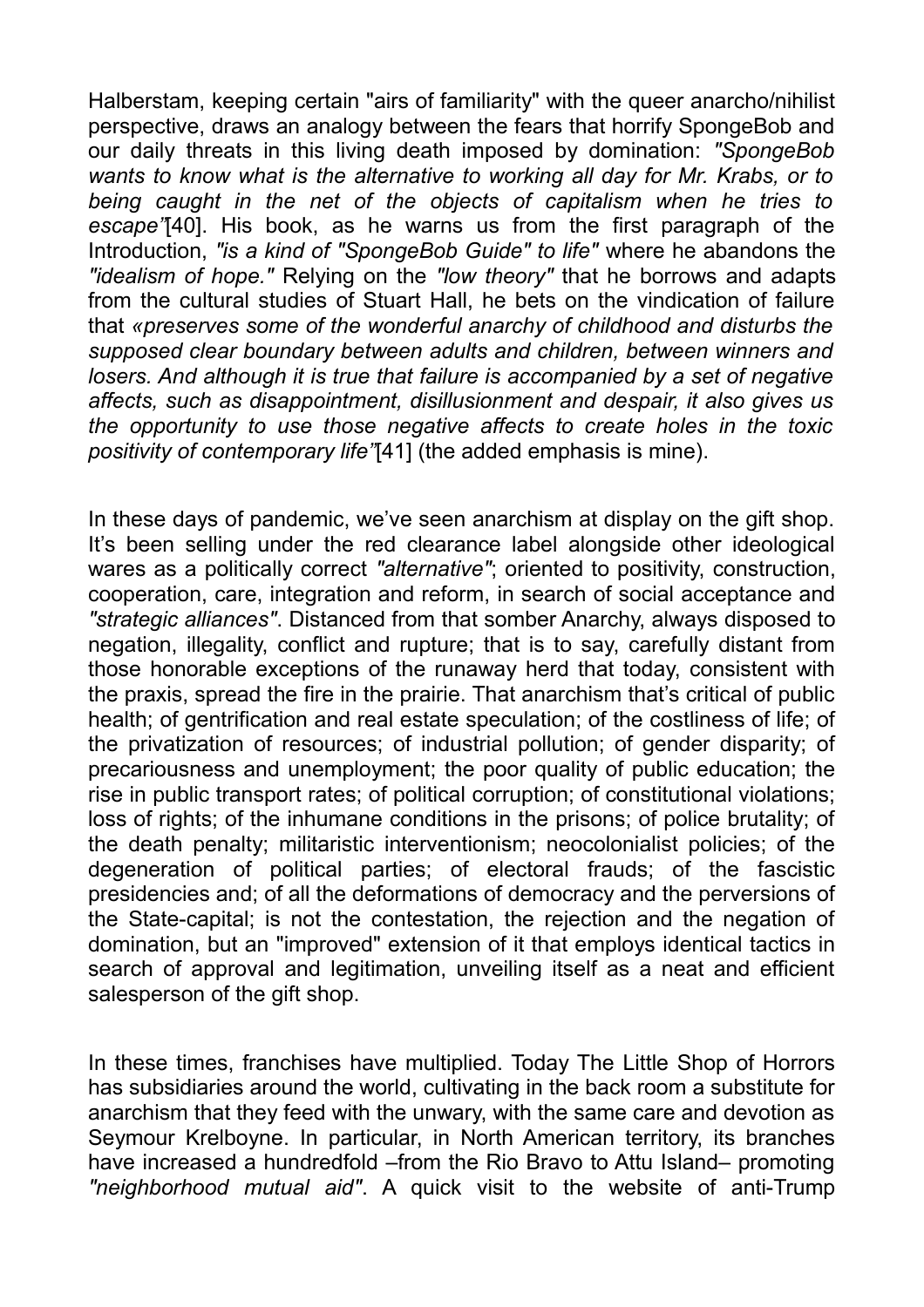Halberstam, keeping certain "airs of familiarity" with the queer anarcho/nihilist perspective, draws an analogy between the fears that horrify SpongeBob and our daily threats in this living death imposed by domination: *"SpongeBob wants to know what is the alternative to working all day for Mr. Krabs, or to being caught in the net of the objects of capitalism when he tries to escape"*[40]. His book, as he warns us from the first paragraph of the Introduction, *"is a kind of "SpongeBob Guide" to life"* where he abandons the *"idealism of hope."* Relying on the *"low theory"* that he borrows and adapts from the cultural studies of Stuart Hall, he bets on the vindication of failure that *«preserves some of the wonderful anarchy of childhood and disturbs the supposed clear boundary between adults and children, between winners and losers. And although it is true that failure is accompanied by a set of negative affects, such as disappointment, disillusionment and despair, it also gives us the opportunity to use those negative affects to create holes in the toxic positivity of contemporary life"*[41] (the added emphasis is mine).

In these days of pandemic, we've seen anarchism at display on the gift shop. It's been selling under the red clearance label alongside other ideological wares as a politically correct *"alternative"*; oriented to positivity, construction, cooperation, care, integration and reform, in search of social acceptance and *"strategic alliances"*. Distanced from that somber Anarchy, always disposed to negation, illegality, conflict and rupture; that is to say, carefully distant from those honorable exceptions of the runaway herd that today, consistent with the praxis, spread the fire in the prairie. That anarchism that's critical of public health; of gentrification and real estate speculation; of the costliness of life; of the privatization of resources; of industrial pollution; of gender disparity; of precariousness and unemployment; the poor quality of public education; the rise in public transport rates; of political corruption; of constitutional violations; loss of rights; of the inhumane conditions in the prisons; of police brutality; of the death penalty; militaristic interventionism; neocolonialist policies; of the degeneration of political parties; of electoral frauds; of the fascistic presidencies and; of all the deformations of democracy and the perversions of the State-capital; is not the contestation, the rejection and the negation of domination, but an "improved" extension of it that employs identical tactics in search of approval and legitimation, unveiling itself as a neat and efficient salesperson of the gift shop.

In these times, franchises have multiplied. Today The Little Shop of Horrors has subsidiaries around the world, cultivating in the back room a substitute for anarchism that they feed with the unwary, with the same care and devotion as Seymour Krelboyne. In particular, in North American territory, its branches have increased a hundredfold –from the Rio Bravo to Attu Island– promoting *"neighborhood mutual aid"*. A quick visit to the website of anti-Trump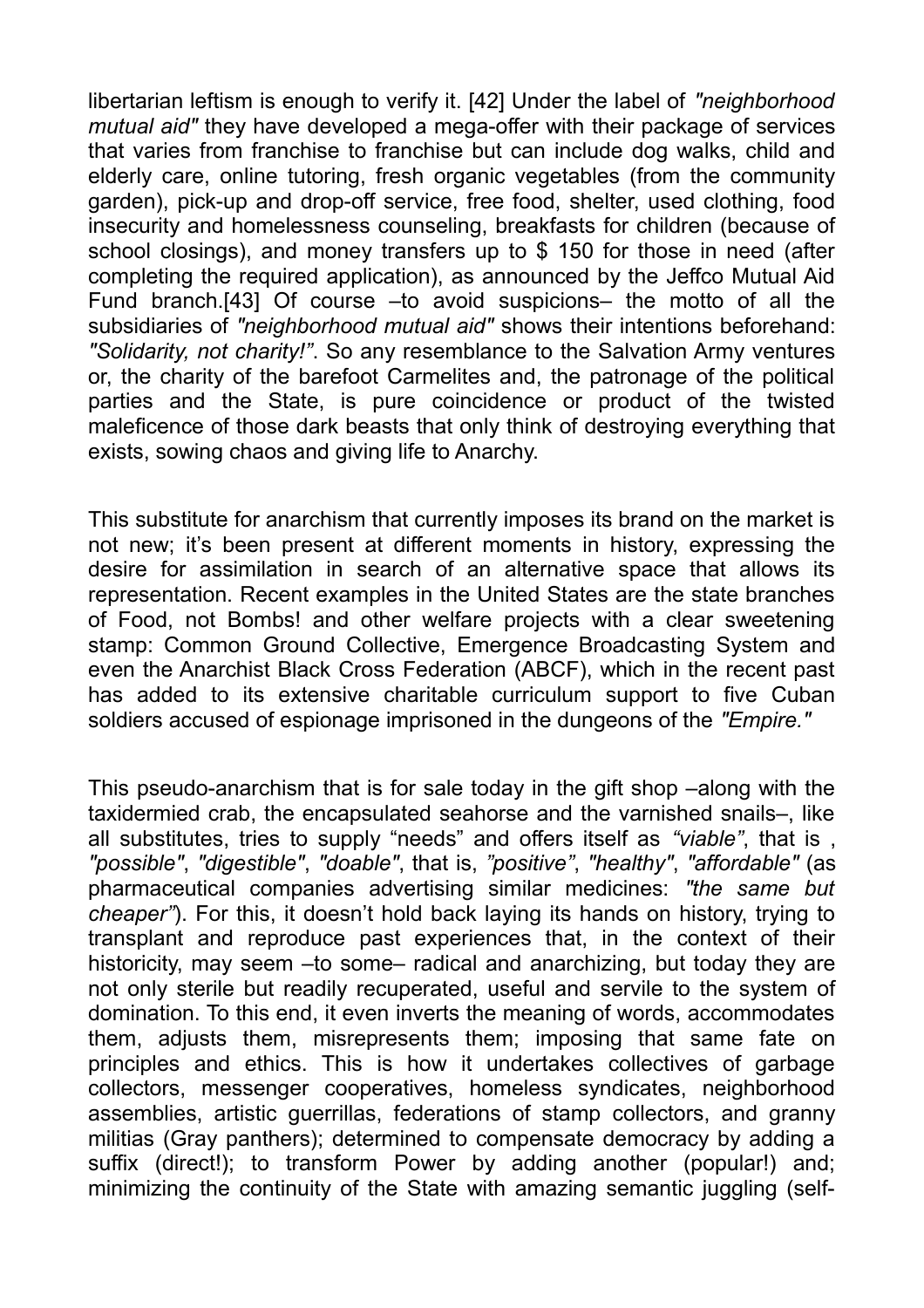libertarian leftism is enough to verify it. [42] Under the label of *"neighborhood mutual aid"* they have developed a mega-offer with their package of services that varies from franchise to franchise but can include dog walks, child and elderly care, online tutoring, fresh organic vegetables (from the community garden), pick-up and drop-off service, free food, shelter, used clothing, food insecurity and homelessness counseling, breakfasts for children (because of school closings), and money transfers up to $ 150 for those in need (after completing the required application), as announced by the Jeffco Mutual Aid Fund branch.[43] Of course –to avoid suspicions– the motto of all the subsidiaries of *"neighborhood mutual aid"* shows their intentions beforehand: *"Solidarity, not charity!"*. So any resemblance to the Salvation Army ventures or, the charity of the barefoot Carmelites and, the patronage of the political parties and the State, is pure coincidence or product of the twisted maleficence of those dark beasts that only think of destroying everything that exists, sowing chaos and giving life to Anarchy.

This substitute for anarchism that currently imposes its brand on the market is not new; it's been present at different moments in history, expressing the desire for assimilation in search of an alternative space that allows its representation. Recent examples in the United States are the state branches of Food, not Bombs! and other welfare projects with a clear sweetening stamp: Common Ground Collective, Emergence Broadcasting System and even the Anarchist Black Cross Federation (ABCF), which in the recent past has added to its extensive charitable curriculum support to five Cuban soldiers accused of espionage imprisoned in the dungeons of the *"Empire."*

This pseudo-anarchism that is for sale today in the gift shop –along with the taxidermied crab, the encapsulated seahorse and the varnished snails–, like all substitutes, tries to supply "needs" and offers itself as *"viable"*, that is , *"possible"*, *"digestible"*, *"doable"*, that is, *"positive"*, *"healthy"*, *"affordable"* (as pharmaceutical companies advertising similar medicines: *"the same but cheaper"*). For this, it doesn't hold back laying its hands on history, trying to transplant and reproduce past experiences that, in the context of their historicity, may seem –to some– radical and anarchizing, but today they are not only sterile but readily recuperated, useful and servile to the system of domination. To this end, it even inverts the meaning of words, accommodates them, adjusts them, misrepresents them; imposing that same fate on principles and ethics. This is how it undertakes collectives of garbage collectors, messenger cooperatives, homeless syndicates, neighborhood assemblies, artistic guerrillas, federations of stamp collectors, and granny militias (Gray panthers); determined to compensate democracy by adding a suffix (direct!); to transform Power by adding another (popular!) and; minimizing the continuity of the State with amazing semantic juggling (self-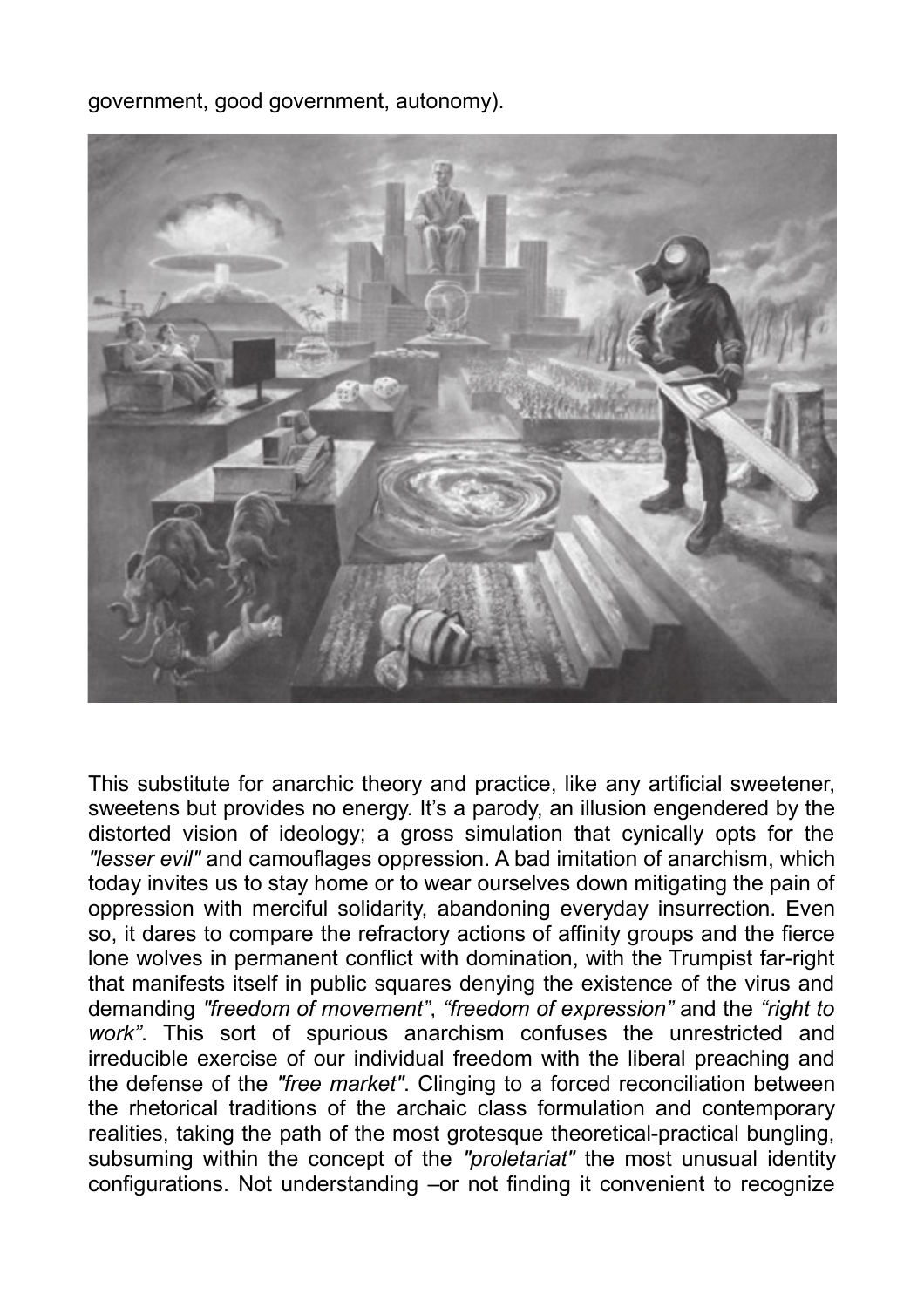government, good government, autonomy).

This substitute for anarchic theory and practice, like any artificial sweetener, sweetens but provides no energy. It's a parody, an illusion engendered by the distorted vision of ideology; a gross simulation that cynically opts for the *"lesser evil"* and camouflages oppression. A bad imitation of anarchism, which today invites us to stay home or to wear ourselves down mitigating the pain of oppression with merciful solidarity, abandoning everyday insurrection. Even so, it dares to compare the refractory actions of affinity groups and the fierce lone wolves in permanent conflict with domination, with the Trumpist far-right that manifests itself in public squares denying the existence of the virus and demanding *"freedom of movement"*, *"freedom of expression"* and the *"right to work"*. This sort of spurious anarchism confuses the unrestricted and irreducible exercise of our individual freedom with the liberal preaching and the defense of the *"free market"*. Clinging to a forced reconciliation between the rhetorical traditions of the archaic class formulation and contemporary realities, taking the path of the most grotesque theoretical-practical bungling, subsuming within the concept of the *"proletariat"* the most unusual identity configurations. Not understanding –or not finding it convenient to recognize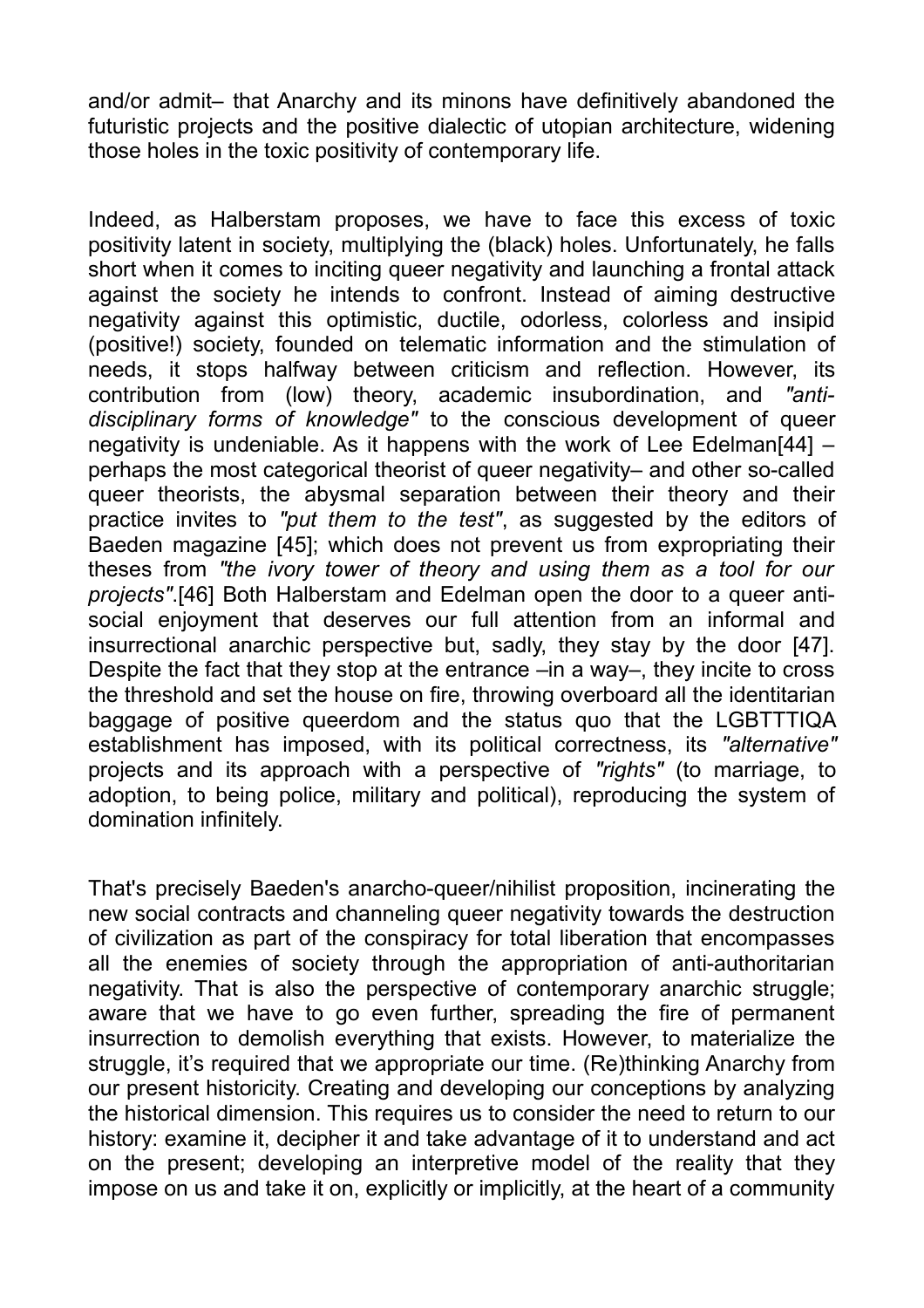and/or admit– that Anarchy and its minons have definitively abandoned the futuristic projects and the positive dialectic of utopian architecture, widening those holes in the toxic positivity of contemporary life.

Indeed, as Halberstam proposes, we have to face this excess of toxic positivity latent in society, multiplying the (black) holes. Unfortunately, he falls short when it comes to inciting queer negativity and launching a frontal attack against the society he intends to confront. Instead of aiming destructive negativity against this optimistic, ductile, odorless, colorless and insipid (positive!) society, founded on telematic information and the stimulation of needs, it stops halfway between criticism and reflection. However, its contribution from (low) theory, academic insubordination, and *"anti-disciplinary forms of knowledge"* to the conscious development of queer negativity is undeniable. As it happens with the work of Lee Edelman[44] –perhaps the most categorical theorist of queer negativity– and other so-called queer theorists, the abysmal separation between their theory and their practice invites to *"put them to the test"*, as suggested by the editors of Baeden magazine [45]; which does not prevent us from expropriating their theses from *"the ivory tower of theory and using them as a tool for our projects"*.[46] Both Halberstam and Edelman open the door to a queer anti-social enjoyment that deserves our full attention from an informal and insurrectional anarchic perspective but, sadly, they stay by the door [47]. Despite the fact that they stop at the entrance –in a way–, they incite to cross the threshold and set the house on fire, throwing overboard all the identitarian baggage of positive queerdom and the status quo that the LGBTTTIQA establishment has imposed, with its political correctness, its *"alternative"* projects and its approach with a perspective of *"rights"* (to marriage, to adoption, to being police, military and political), reproducing the system of domination infinitely.

That's precisely Baeden's anarcho-queer/nihilist proposition, incinerating the new social contracts and channeling queer negativity towards the destruction of civilization as part of the conspiracy for total liberation that encompasses all the enemies of society through the appropriation of anti-authoritarian negativity. That is also the perspective of contemporary anarchic struggle; aware that we have to go even further, spreading the fire of permanent insurrection to demolish everything that exists. However, to materialize the struggle, it's required that we appropriate our time. (Re)thinking Anarchy from our present historicity. Creating and developing our conceptions by analyzing the historical dimension. This requires us to consider the need to return to our history: examine it, decipher it and take advantage of it to understand and act on the present; developing an interpretive model of the reality that they impose on us and take it on, explicitly or implicitly, at the heart of a community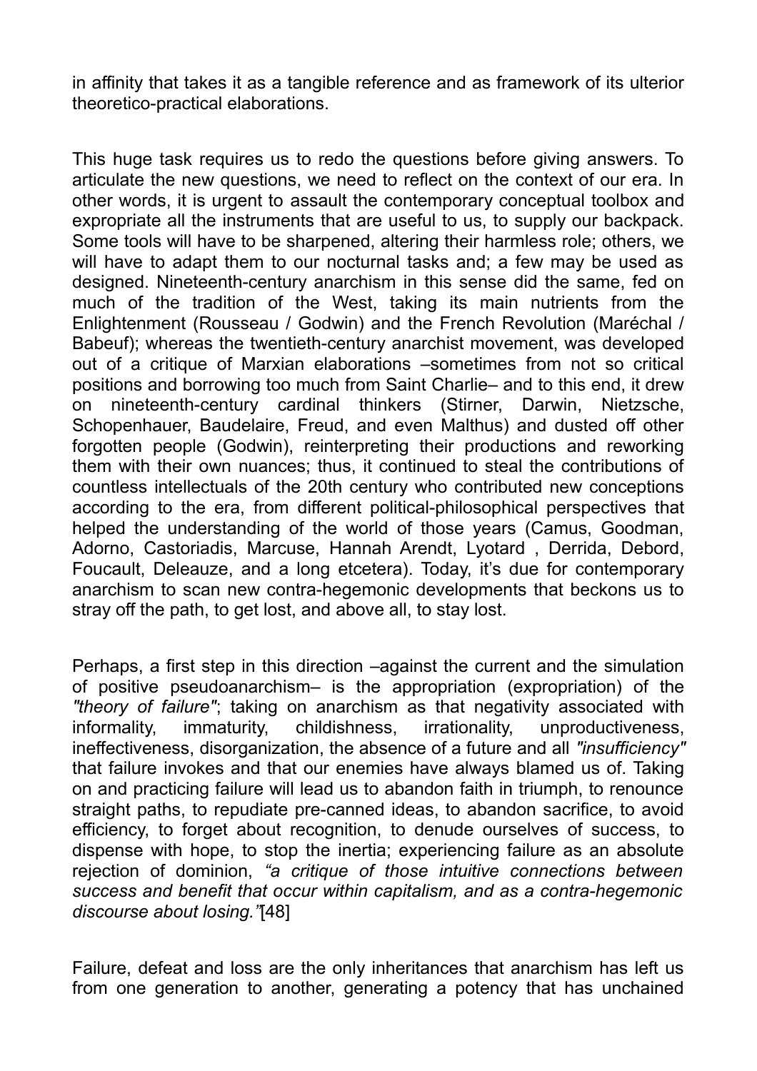in affinity that takes it as a tangible reference and as framework of its ulterior theoretico-practical elaborations.

This huge task requires us to redo the questions before giving answers. To articulate the new questions, we need to reflect on the context of our era. In other words, it is urgent to assault the contemporary conceptual toolbox and expropriate all the instruments that are useful to us, to supply our backpack. Some tools will have to be sharpened, altering their harmless role; others, we will have to adapt them to our nocturnal tasks and; a few may be used as designed. Nineteenth-century anarchism in this sense did the same, fed on much of the tradition of the West, taking its main nutrients from the Enlightenment (Rousseau / Godwin) and the French Revolution (Maréchal / Babeuf); whereas the twentieth-century anarchist movement, was developed out of a critique of Marxian elaborations –sometimes from not so critical positions and borrowing too much from Saint Charlie– and to this end, it drew on nineteenth-century cardinal thinkers (Stirner, Darwin, Nietzsche, Schopenhauer, Baudelaire, Freud, and even Malthus) and dusted off other forgotten people (Godwin), reinterpreting their productions and reworking them with their own nuances; thus, it continued to steal the contributions of countless intellectuals of the 20th century who contributed new conceptions according to the era, from different political-philosophical perspectives that helped the understanding of the world of those years (Camus, Goodman, Adorno, Castoriadis, Marcuse, Hannah Arendt, Lyotard , Derrida, Debord, Foucault, Deleauze, and a long etcetera). Today, it's due for contemporary anarchism to scan new contra-hegemonic developments that beckons us to stray off the path, to get lost, and above all, to stay lost.

Perhaps, a first step in this direction –against the current and the simulation of positive pseudoanarchism– is the appropriation (expropriation) of the *"theory of failure"*; taking on anarchism as that negativity associated with informality, immaturity, childishness, irrationality, unproductiveness, ineffectiveness, disorganization, the absence of a future and all *"insufficiency"* that failure invokes and that our enemies have always blamed us of. Taking on and practicing failure will lead us to abandon faith in triumph, to renounce straight paths, to repudiate pre-canned ideas, to abandon sacrifice, to avoid efficiency, to forget about recognition, to denude ourselves of success, to dispense with hope, to stop the inertia; experiencing failure as an absolute rejection of dominion, *"a critique of those intuitive connections between success and benefit that occur within capitalism, and as a contra-hegemonic discourse about losing."*[48]

Failure, defeat and loss are the only inheritances that anarchism has left us from one generation to another, generating a potency that has unchained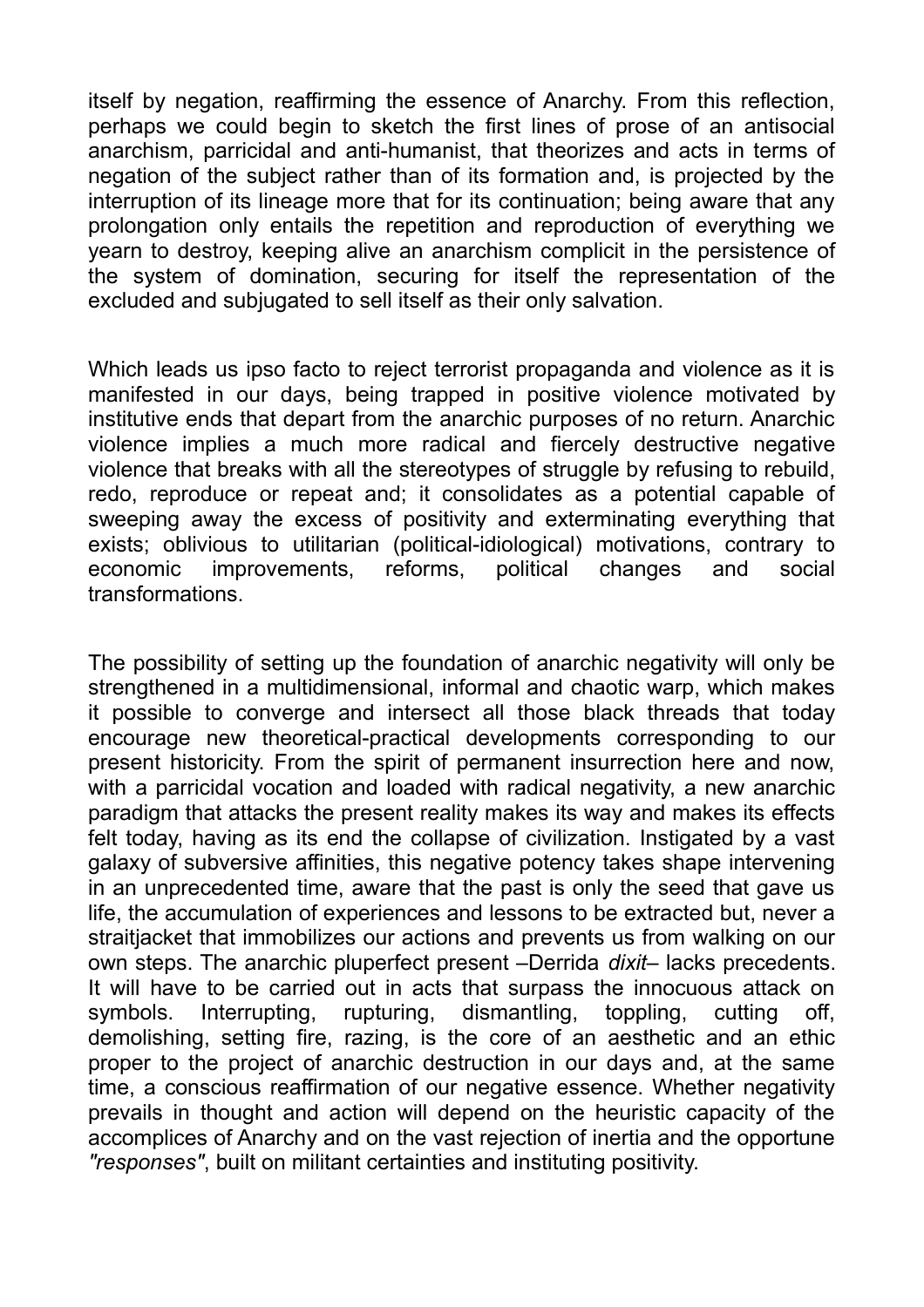itself by negation, reaffirming the essence of Anarchy. From this reflection, perhaps we could begin to sketch the first lines of prose of an antisocial anarchism, parricidal and anti-humanist, that theorizes and acts in terms of negation of the subject rather than of its formation and, is projected by the interruption of its lineage more that for its continuation; being aware that any prolongation only entails the repetition and reproduction of everything we yearn to destroy, keeping alive an anarchism complicit in the persistence of the system of domination, securing for itself the representation of the excluded and subjugated to sell itself as their only salvation.

Which leads us ipso facto to reject terrorist propaganda and violence as it is manifested in our days, being trapped in positive violence motivated by institutive ends that depart from the anarchic purposes of no return. Anarchic violence implies a much more radical and fiercely destructive negative violence that breaks with all the stereotypes of struggle by refusing to rebuild, redo, reproduce or repeat and; it consolidates as a potential capable of sweeping away the excess of positivity and exterminating everything that exists; oblivious to utilitarian (political-idiological) motivations, contrary to economic improvements, reforms, political changes and social transformations.

The possibility of setting up the foundation of anarchic negativity will only be strengthened in a multidimensional, informal and chaotic warp, which makes it possible to converge and intersect all those black threads that today encourage new theoretical-practical developments corresponding to our present historicity. From the spirit of permanent insurrection here and now, with a parricidal vocation and loaded with radical negativity, a new anarchic paradigm that attacks the present reality makes its way and makes its effects felt today, having as its end the collapse of civilization. Instigated by a vast galaxy of subversive affinities, this negative potency takes shape intervening in an unprecedented time, aware that the past is only the seed that gave us life, the accumulation of experiences and lessons to be extracted but, never a straitjacket that immobilizes our actions and prevents us from walking on our own steps. The anarchic pluperfect present –Derrida *dixit*– lacks precedents. It will have to be carried out in acts that surpass the innocuous attack on symbols. Interrupting, rupturing, dismantling, toppling, cutting off, demolishing, setting fire, razing, is the core of an aesthetic and an ethic proper to the project of anarchic destruction in our days and, at the same time, a conscious reaffirmation of our negative essence. Whether negativity prevails in thought and action will depend on the heuristic capacity of the accomplices of Anarchy and on the vast rejection of inertia and the opportune *"responses"*, built on militant certainties and instituting positivity.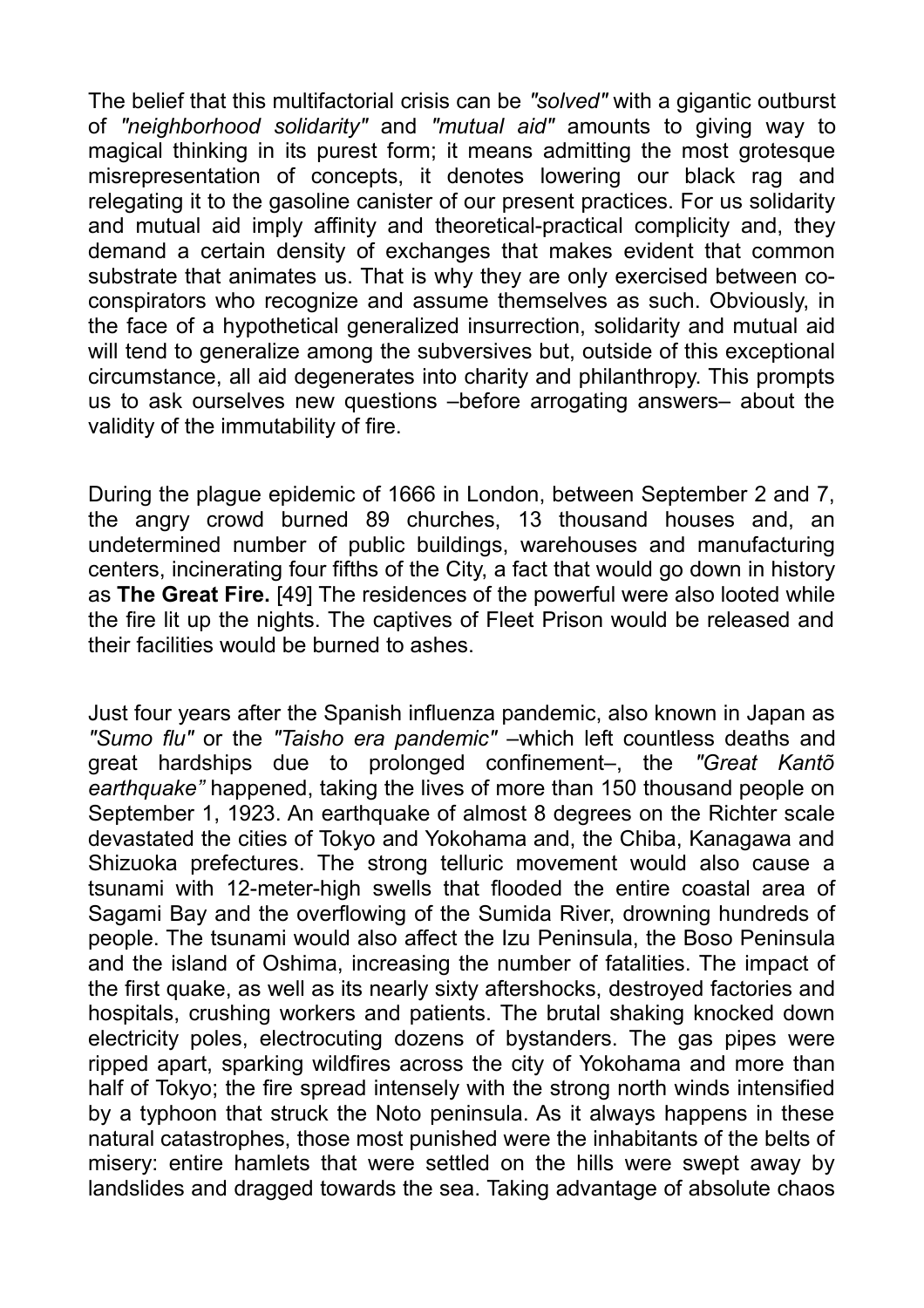The belief that this multifactorial crisis can be *"solved"* with a gigantic outburst of *"neighborhood solidarity"* and *"mutual aid"* amounts to giving way to magical thinking in its purest form; it means admitting the most grotesque misrepresentation of concepts, it denotes lowering our black rag and relegating it to the gasoline canister of our present practices. For us solidarity and mutual aid imply affinity and theoretical-practical complicity and, they demand a certain density of exchanges that makes evident that common substrate that animates us. That is why they are only exercised between co-conspirators who recognize and assume themselves as such. Obviously, in the face of a hypothetical generalized insurrection, solidarity and mutual aid will tend to generalize among the subversives but, outside of this exceptional circumstance, all aid degenerates into charity and philanthropy. This prompts us to ask ourselves new questions –before arrogating answers– about the validity of the immutability of fire.

During the plague epidemic of 1666 in London, between September 2 and 7, the angry crowd burned 89 churches, 13 thousand houses and, an undetermined number of public buildings, warehouses and manufacturing centers, incinerating four fifths of the City, a fact that would go down in history as **The Great Fire.** [49] The residences of the powerful were also looted while the fire lit up the nights. The captives of Fleet Prison would be released and their facilities would be burned to ashes.

Just four years after the Spanish influenza pandemic, also known in Japan as *"Sumo flu"* or the *"Taisho era pandemic"* –which left countless deaths and great hardships due to prolonged confinement–, the *"Great Kantõ earthquake"* happened, taking the lives of more than 150 thousand people on September 1, 1923. An earthquake of almost 8 degrees on the Richter scale devastated the cities of Tokyo and Yokohama and, the Chiba, Kanagawa and Shizuoka prefectures. The strong telluric movement would also cause a tsunami with 12-meter-high swells that flooded the entire coastal area of Sagami Bay and the overflowing of the Sumida River, drowning hundreds of people. The tsunami would also affect the Izu Peninsula, the Boso Peninsula and the island of Oshima, increasing the number of fatalities. The impact of the first quake, as well as its nearly sixty aftershocks, destroyed factories and hospitals, crushing workers and patients. The brutal shaking knocked down electricity poles, electrocuting dozens of bystanders. The gas pipes were ripped apart, sparking wildfires across the city of Yokohama and more than half of Tokyo; the fire spread intensely with the strong north winds intensified by a typhoon that struck the Noto peninsula. As it always happens in these natural catastrophes, those most punished were the inhabitants of the belts of misery: entire hamlets that were settled on the hills were swept away by landslides and dragged towards the sea. Taking advantage of absolute chaos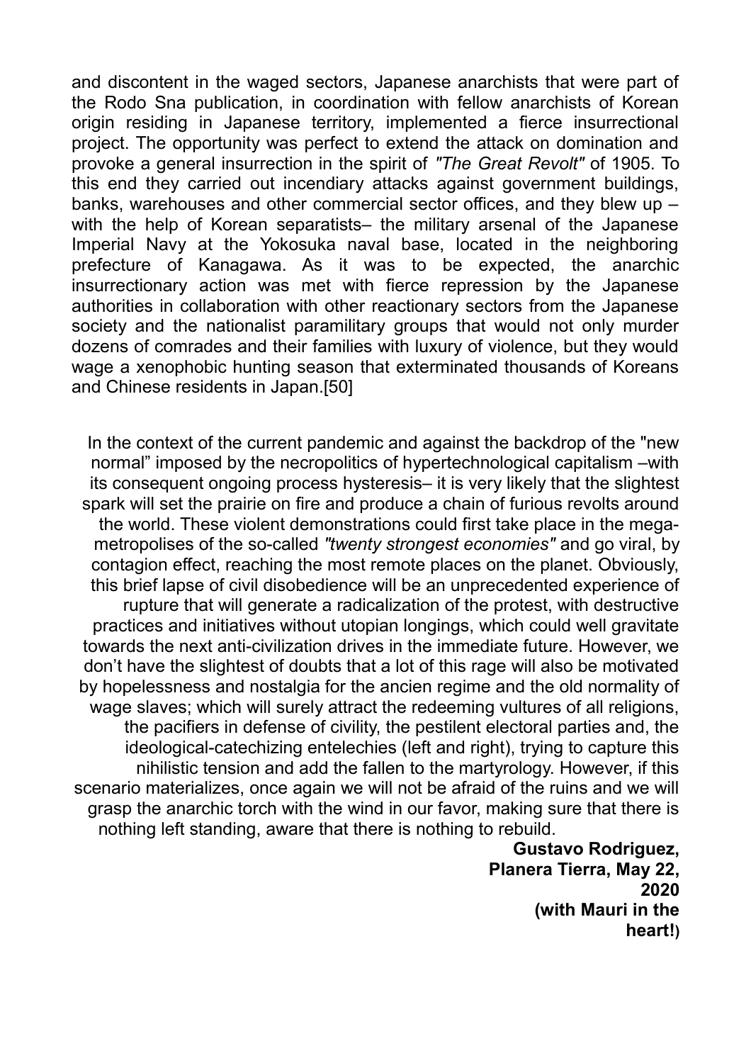and discontent in the waged sectors, Japanese anarchists that were part of the Rodo Sna publication, in coordination with fellow anarchists of Korean origin residing in Japanese territory, implemented a fierce insurrectional project. The opportunity was perfect to extend the attack on domination and provoke a general insurrection in the spirit of *"The Great Revolt"* of 1905. To this end they carried out incendiary attacks against government buildings, banks, warehouses and other commercial sector offices, and they blew up – with the help of Korean separatists– the military arsenal of the Japanese Imperial Navy at the Yokosuka naval base, located in the neighboring prefecture of Kanagawa. As it was to be expected, the anarchic insurrectionary action was met with fierce repression by the Japanese authorities in collaboration with other reactionary sectors from the Japanese society and the nationalist paramilitary groups that would not only murder dozens of comrades and their families with luxury of violence, but they would wage a xenophobic hunting season that exterminated thousands of Koreans and Chinese residents in Japan.[50]

In the context of the current pandemic and against the backdrop of the "new normal" imposed by the necropolitics of hypertechnological capitalism –with its consequent ongoing process hysteresis– it is very likely that the slightest spark will set the prairie on fire and produce a chain of furious revolts around the world. These violent demonstrations could first take place in the mega-metropolises of the so-called *"twenty strongest economies"* and go viral, by contagion effect, reaching the most remote places on the planet. Obviously, this brief lapse of civil disobedience will be an unprecedented experience of rupture that will generate a radicalization of the protest, with destructive practices and initiatives without utopian longings, which could well gravitate towards the next anti-civilization drives in the immediate future. However, we don't have the slightest of doubts that a lot of this rage will also be motivated by hopelessness and nostalgia for the ancien regime and the old normality of wage slaves; which will surely attract the redeeming vultures of all religions, the pacifiers in defense of civility, the pestilent electoral parties and, the ideological-catechizing entelechies (left and right), trying to capture this nihilistic tension and add the fallen to the martyrology. However, if this scenario materializes, once again we will not be afraid of the ruins and we will grasp the anarchic torch with the wind in our favor, making sure that there is nothing left standing, aware that there is nothing to rebuild.

**Gustavo Rodriguez,**
**Planera Tierra, May 22, 2020**
**(with Mauri in the heart!)**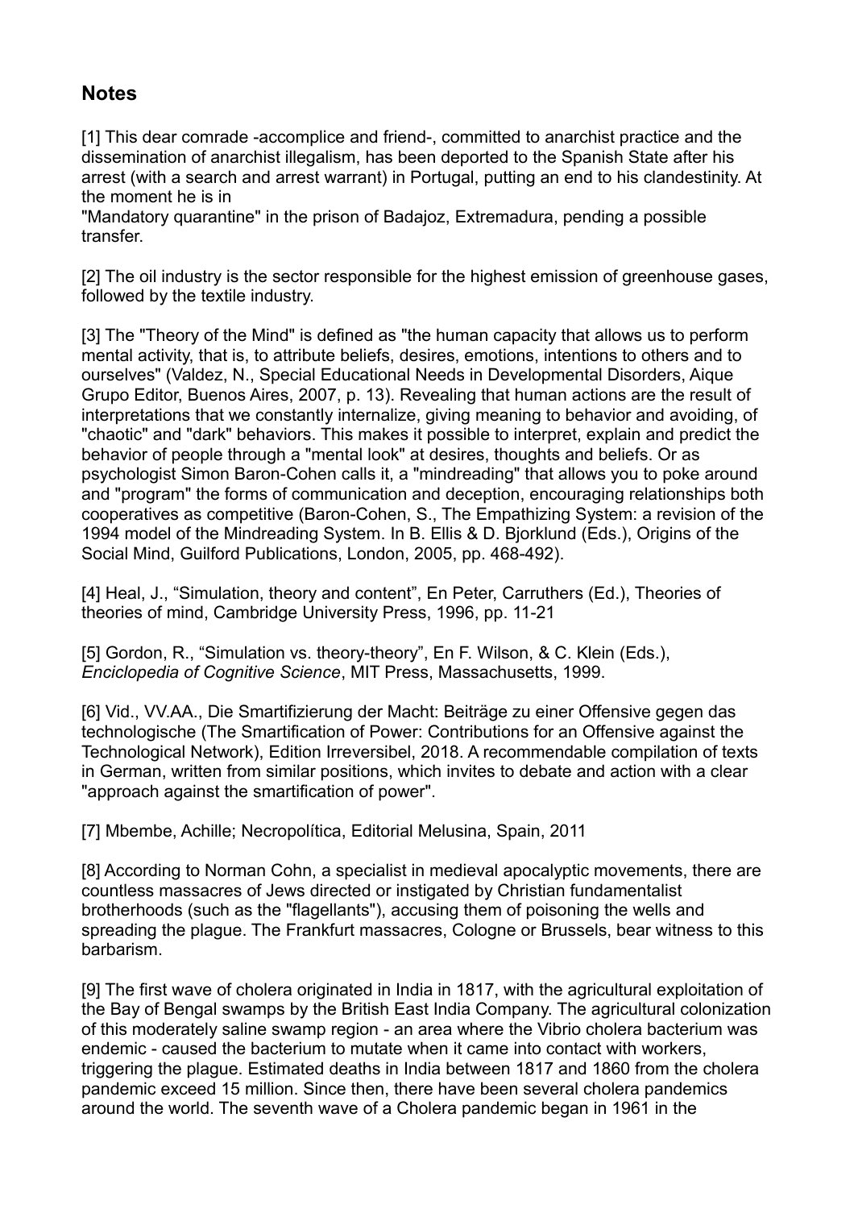## Notes

[1] This dear comrade -accomplice and friend-, committed to anarchist practice and the dissemination of anarchist illegalism, has been deported to the Spanish State after his arrest (with a search and arrest warrant) in Portugal, putting an end to his clandestinity. At the moment he is in
"Mandatory quarantine" in the prison of Badajoz, Extremadura, pending a possible transfer.

[2] The oil industry is the sector responsible for the highest emission of greenhouse gases, followed by the textile industry.

[3] The "Theory of the Mind" is defined as "the human capacity that allows us to perform mental activity, that is, to attribute beliefs, desires, emotions, intentions to others and to ourselves" (Valdez, N., Special Educational Needs in Developmental Disorders, Aique Grupo Editor, Buenos Aires, 2007, p. 13). Revealing that human actions are the result of interpretations that we constantly internalize, giving meaning to behavior and avoiding, of "chaotic" and "dark" behaviors. This makes it possible to interpret, explain and predict the behavior of people through a "mental look" at desires, thoughts and beliefs. Or as psychologist Simon Baron-Cohen calls it, a "mindreading" that allows you to poke around and "program" the forms of communication and deception, encouraging relationships both cooperatives as competitive (Baron-Cohen, S., The Empathizing System: a revision of the 1994 model of the Mindreading System. In B. Ellis & D. Bjorklund (Eds.), Origins of the Social Mind, Guilford Publications, London, 2005, pp. 468-492).

[4] Heal, J., “Simulation, theory and content”, En Peter, Carruthers (Ed.), Theories of theories of mind, Cambridge University Press, 1996, pp. 11-21

[5] Gordon, R., “Simulation vs. theory-theory”, En F. Wilson, & C. Klein (Eds.), *Enciclopedia of Cognitive Science*, MIT Press, Massachusetts, 1999.

[6] Vid., VV.AA., Die Smartifizierung der Macht: Beiträge zu einer Offensive gegen das technologische (The Smartification of Power: Contributions for an Offensive against the Technological Network), Edition Irreversibel, 2018. A recommendable compilation of texts in German, written from similar positions, which invites to debate and action with a clear "approach against the smartification of power".

[7] Mbembe, Achille; Necropolítica, Editorial Melusina, Spain, 2011

[8] According to Norman Cohn, a specialist in medieval apocalyptic movements, there are countless massacres of Jews directed or instigated by Christian fundamentalist brotherhoods (such as the "flagellants"), accusing them of poisoning the wells and spreading the plague. The Frankfurt massacres, Cologne or Brussels, bear witness to this barbarism.

[9] The first wave of cholera originated in India in 1817, with the agricultural exploitation of the Bay of Bengal swamps by the British East India Company. The agricultural colonization of this moderately saline swamp region - an area where the Vibrio cholera bacterium was endemic - caused the bacterium to mutate when it came into contact with workers, triggering the plague. Estimated deaths in India between 1817 and 1860 from the cholera pandemic exceed 15 million. Since then, there have been several cholera pandemics around the world. The seventh wave of a Cholera pandemic began in 1961 in the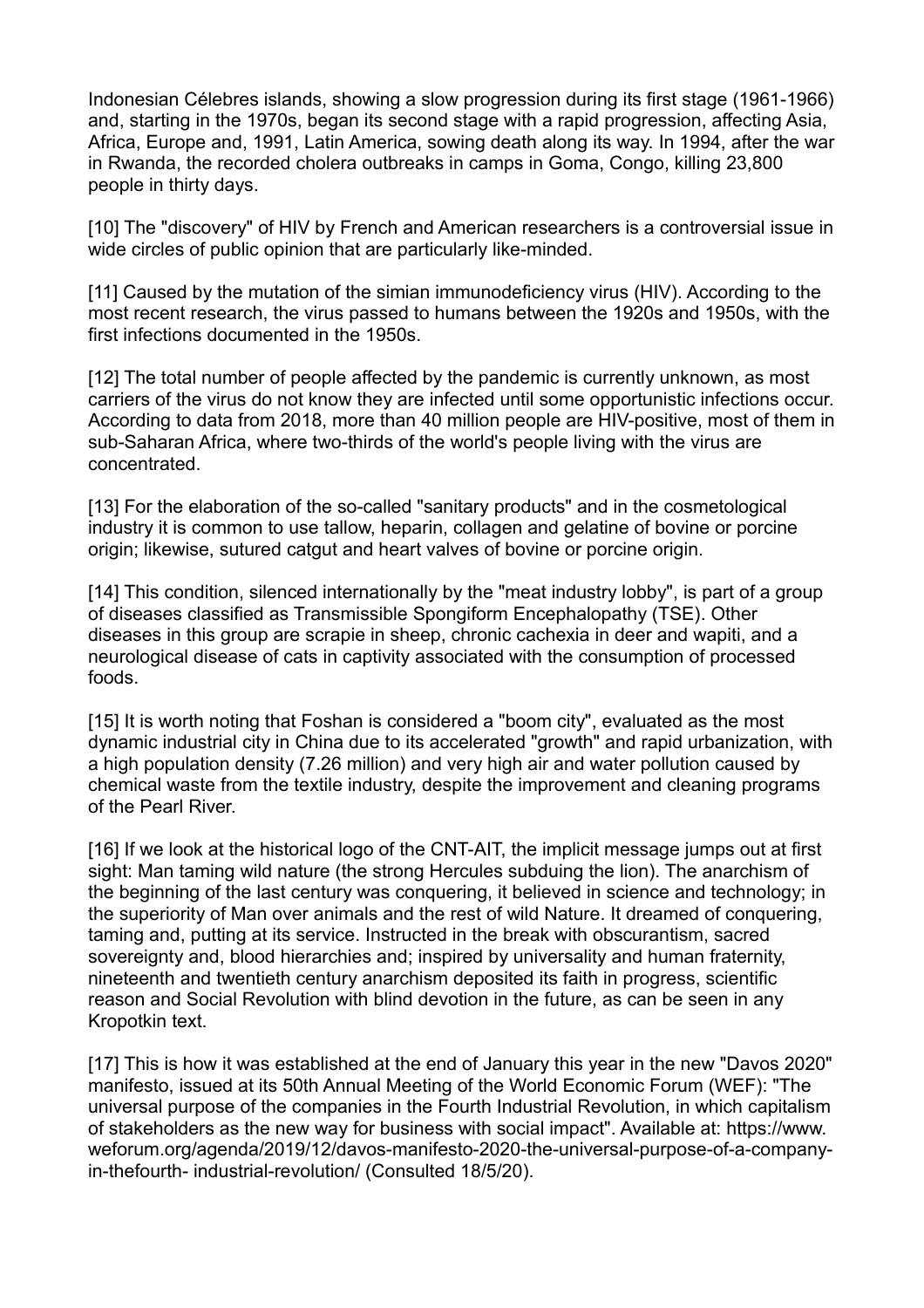Indonesian Célebres islands, showing a slow progression during its first stage (1961-1966) and, starting in the 1970s, began its second stage with a rapid progression, affecting Asia, Africa, Europe and, 1991, Latin America, sowing death along its way. In 1994, after the war in Rwanda, the recorded cholera outbreaks in camps in Goma, Congo, killing 23,800 people in thirty days.

[10] The "discovery" of HIV by French and American researchers is a controversial issue in wide circles of public opinion that are particularly like-minded.

[11] Caused by the mutation of the simian immunodeficiency virus (HIV). According to the most recent research, the virus passed to humans between the 1920s and 1950s, with the first infections documented in the 1950s.

[12] The total number of people affected by the pandemic is currently unknown, as most carriers of the virus do not know they are infected until some opportunistic infections occur. According to data from 2018, more than 40 million people are HIV-positive, most of them in sub-Saharan Africa, where two-thirds of the world's people living with the virus are concentrated.

[13] For the elaboration of the so-called "sanitary products" and in the cosmetological industry it is common to use tallow, heparin, collagen and gelatine of bovine or porcine origin; likewise, sutured catgut and heart valves of bovine or porcine origin.

[14] This condition, silenced internationally by the "meat industry lobby", is part of a group of diseases classified as Transmissible Spongiform Encephalopathy (TSE). Other diseases in this group are scrapie in sheep, chronic cachexia in deer and wapiti, and a neurological disease of cats in captivity associated with the consumption of processed foods.

[15] It is worth noting that Foshan is considered a "boom city", evaluated as the most dynamic industrial city in China due to its accelerated "growth" and rapid urbanization, with a high population density (7.26 million) and very high air and water pollution caused by chemical waste from the textile industry, despite the improvement and cleaning programs of the Pearl River.

[16] If we look at the historical logo of the CNT-AIT, the implicit message jumps out at first sight: Man taming wild nature (the strong Hercules subduing the lion). The anarchism of the beginning of the last century was conquering, it believed in science and technology; in the superiority of Man over animals and the rest of wild Nature. It dreamed of conquering, taming and, putting at its service. Instructed in the break with obscurantism, sacred sovereignty and, blood hierarchies and; inspired by universality and human fraternity, nineteenth and twentieth century anarchism deposited its faith in progress, scientific reason and Social Revolution with blind devotion in the future, as can be seen in any Kropotkin text.

[17] This is how it was established at the end of January this year in the new "Davos 2020" manifesto, issued at its 50th Annual Meeting of the World Economic Forum (WEF): "The universal purpose of the companies in the Fourth Industrial Revolution, in which capitalism of stakeholders as the new way for business with social impact". Available at: https://www.weforum.org/agenda/2019/12/davos-manifesto-2020-the-universal-purpose-of-a-company-in-thefourth- industrial-revolution/ (Consulted 18/5/20).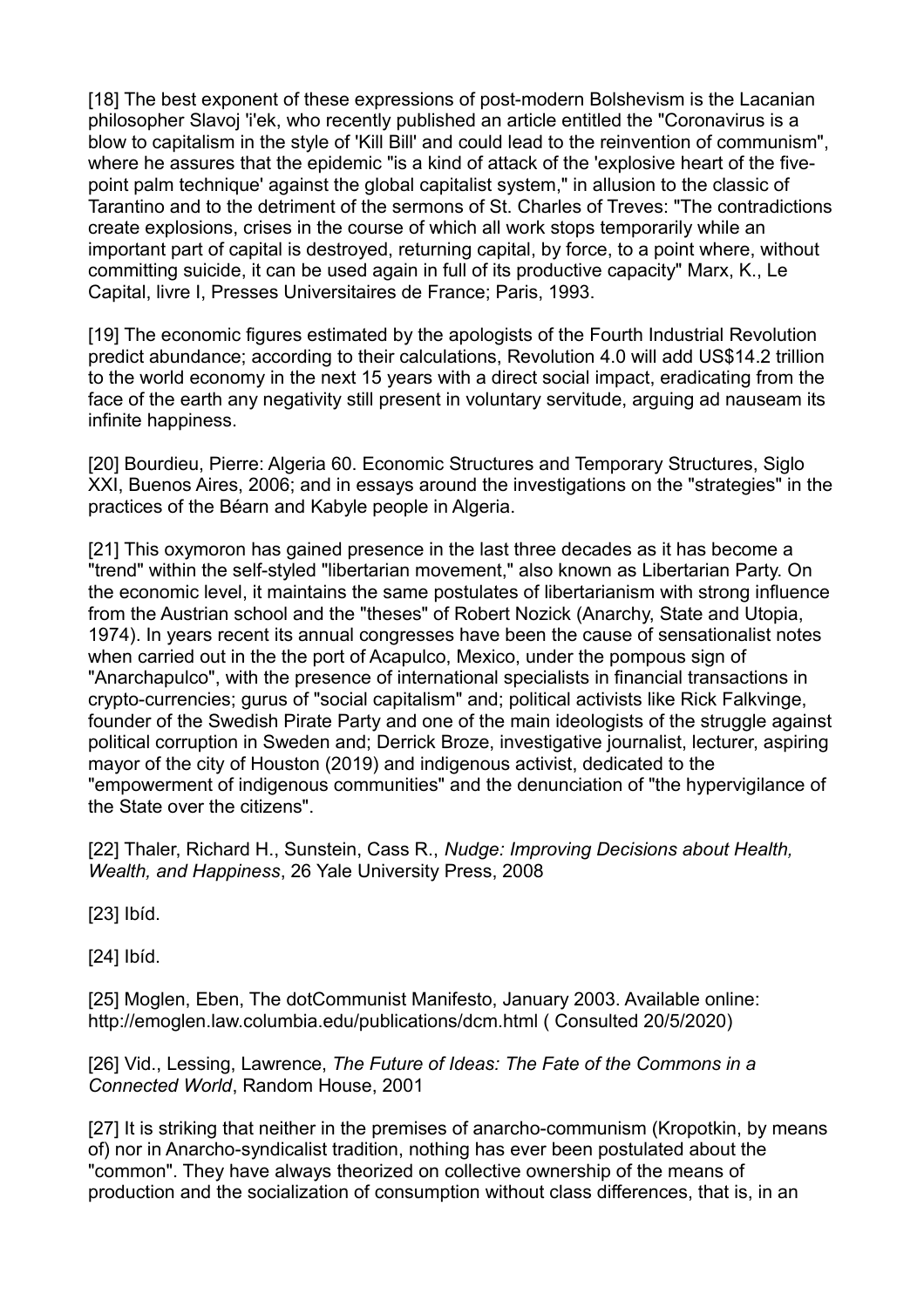[18] The best exponent of these expressions of post-modern Bolshevism is the Lacanian philosopher Slavoj 'i'ek, who recently published an article entitled the "Coronavirus is a blow to capitalism in the style of 'Kill Bill' and could lead to the reinvention of communism", where he assures that the epidemic "is a kind of attack of the 'explosive heart of the five-point palm technique' against the global capitalist system," in allusion to the classic of Tarantino and to the detriment of the sermons of St. Charles of Treves: "The contradictions create explosions, crises in the course of which all work stops temporarily while an important part of capital is destroyed, returning capital, by force, to a point where, without committing suicide, it can be used again in full of its productive capacity" Marx, K., Le Capital, livre I, Presses Universitaires de France; Paris, 1993.

[19] The economic figures estimated by the apologists of the Fourth Industrial Revolution predict abundance; according to their calculations, Revolution 4.0 will add US$14.2 trillion to the world economy in the next 15 years with a direct social impact, eradicating from the face of the earth any negativity still present in voluntary servitude, arguing ad nauseam its infinite happiness.

[20] Bourdieu, Pierre: Algeria 60. Economic Structures and Temporary Structures, Siglo XXI, Buenos Aires, 2006; and in essays around the investigations on the "strategies" in the practices of the Béarn and Kabyle people in Algeria.

[21] This oxymoron has gained presence in the last three decades as it has become a "trend" within the self-styled "libertarian movement," also known as Libertarian Party. On the economic level, it maintains the same postulates of libertarianism with strong influence from the Austrian school and the "theses" of Robert Nozick (Anarchy, State and Utopia, 1974). In years recent its annual congresses have been the cause of sensationalist notes when carried out in the the port of Acapulco, Mexico, under the pompous sign of "Anarchapulco", with the presence of international specialists in financial transactions in crypto-currencies; gurus of "social capitalism" and; political activists like Rick Falkvinge, founder of the Swedish Pirate Party and one of the main ideologists of the struggle against political corruption in Sweden and; Derrick Broze, investigative journalist, lecturer, aspiring mayor of the city of Houston (2019) and indigenous activist, dedicated to the "empowerment of indigenous communities" and the denunciation of "the hypervigilance of the State over the citizens".

[22] Thaler, Richard H., Sunstein, Cass R., *Nudge: Improving Decisions about Health, Wealth, and Happiness*, 26 Yale University Press, 2008

[23] Ibíd.

[24] Ibíd.

[25] Moglen, Eben, The dotCommunist Manifesto, January 2003. Available online: http://emoglen.law.columbia.edu/publications/dcm.html ( Consulted 20/5/2020)

[26] Vid., Lessing, Lawrence, *The Future of Ideas: The Fate of the Commons in a Connected World*, Random House, 2001

[27] It is striking that neither in the premises of anarcho-communism (Kropotkin, by means of) nor in Anarcho-syndicalist tradition, nothing has ever been postulated about the "common". They have always theorized on collective ownership of the means of production and the socialization of consumption without class differences, that is, in an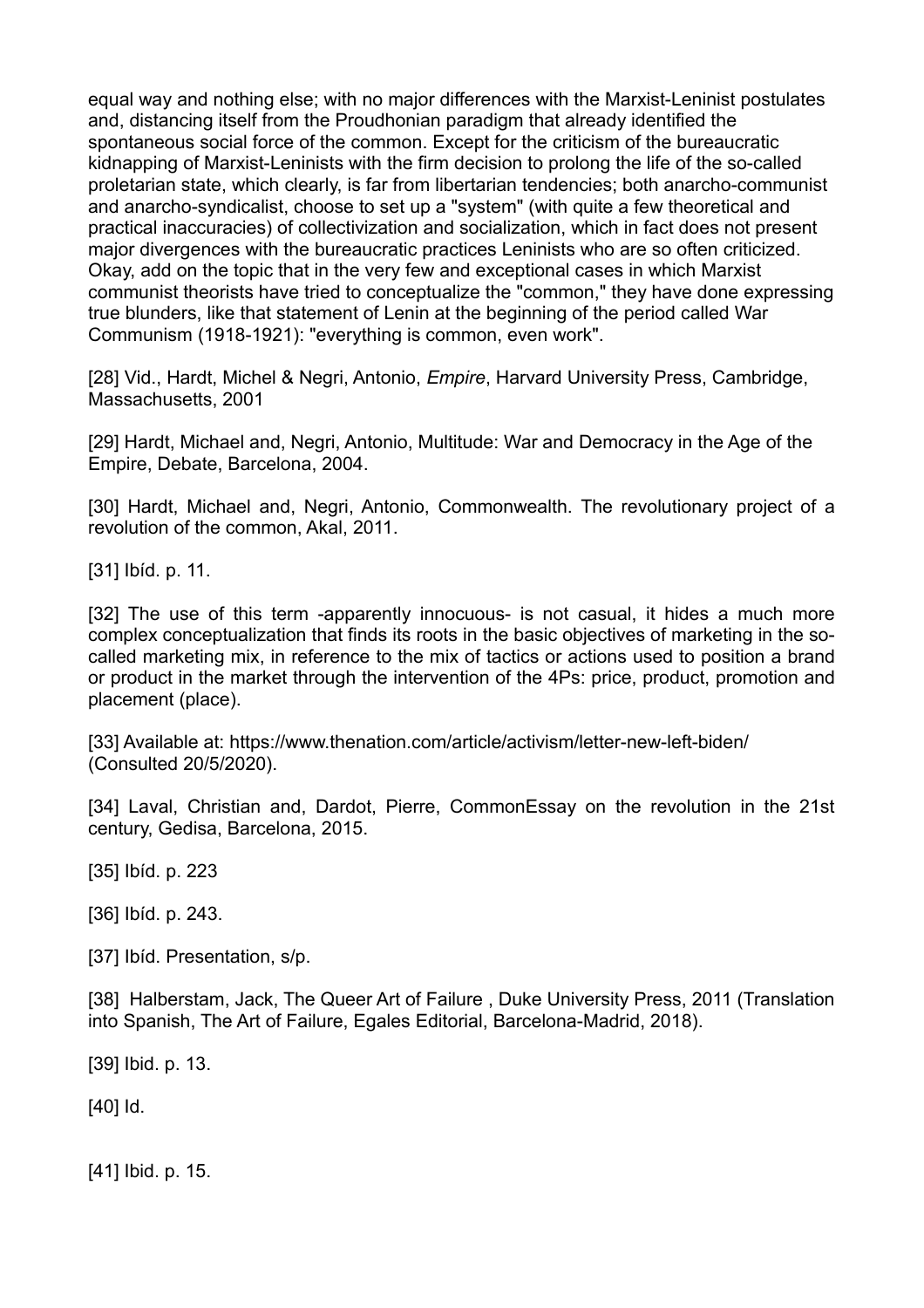equal way and nothing else; with no major differences with the Marxist-Leninist postulates and, distancing itself from the Proudhonian paradigm that already identified the spontaneous social force of the common. Except for the criticism of the bureaucratic kidnapping of Marxist-Leninists with the firm decision to prolong the life of the so-called proletarian state, which clearly, is far from libertarian tendencies; both anarcho-communist and anarcho-syndicalist, choose to set up a "system" (with quite a few theoretical and practical inaccuracies) of collectivization and socialization, which in fact does not present major divergences with the bureaucratic practices Leninists who are so often criticized. Okay, add on the topic that in the very few and exceptional cases in which Marxist communist theorists have tried to conceptualize the "common," they have done expressing true blunders, like that statement of Lenin at the beginning of the period called War Communism (1918-1921): "everything is common, even work".

[28] Vid., Hardt, Michel & Negri, Antonio, *Empire*, Harvard University Press, Cambridge, Massachusetts, 2001

[29] Hardt, Michael and, Negri, Antonio, Multitude: War and Democracy in the Age of the Empire, Debate, Barcelona, 2004.

[30] Hardt, Michael and, Negri, Antonio, Commonwealth. The revolutionary project of a revolution of the common, Akal, 2011.

[31] Ibíd. p. 11.

[32] The use of this term -apparently innocuous- is not casual, it hides a much more complex conceptualization that finds its roots in the basic objectives of marketing in the so-called marketing mix, in reference to the mix of tactics or actions used to position a brand or product in the market through the intervention of the 4Ps: price, product, promotion and placement (place).

[33] Available at: https://www.thenation.com/article/activism/letter-new-left-biden/ (Consulted 20/5/2020).

[34] Laval, Christian and, Dardot, Pierre, CommonEssay on the revolution in the 21st century, Gedisa, Barcelona, 2015.

[35] Ibíd. p. 223

[36] Ibíd. p. 243.

[37] Ibíd. Presentation, s/p.

[38] Halberstam, Jack, The Queer Art of Failure , Duke University Press, 2011 (Translation into Spanish, The Art of Failure, Egales Editorial, Barcelona-Madrid, 2018).

[39] Ibid. p. 13.

[40] Id.

[41] Ibid. p. 15.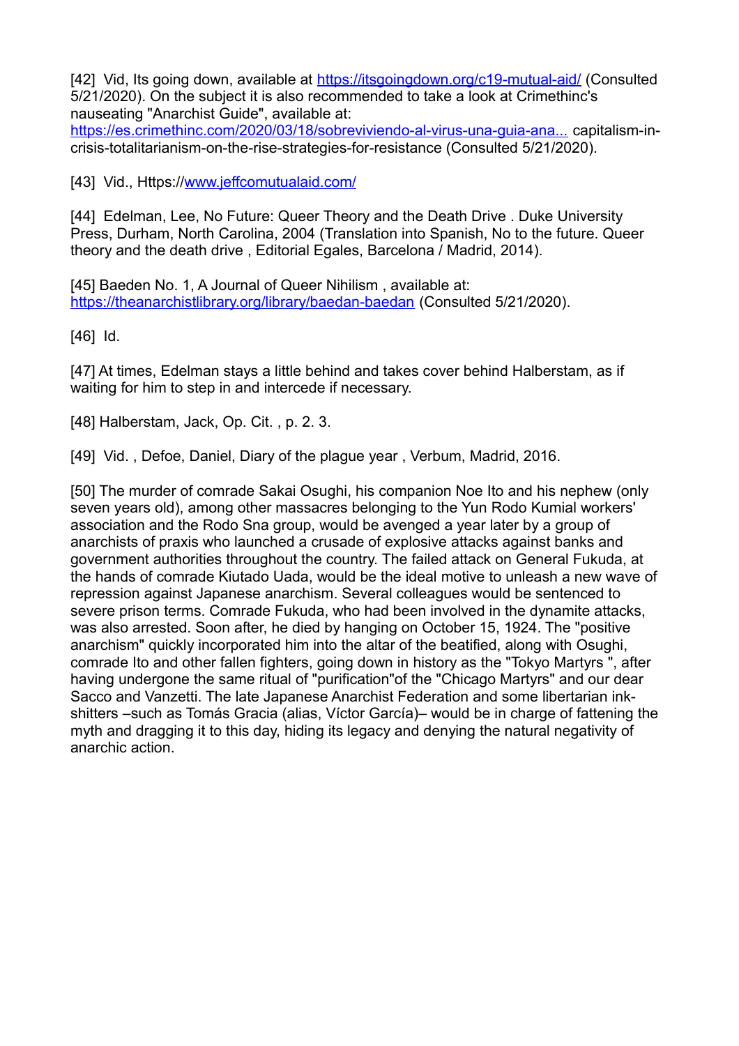[42] Vid, Its going down, available at https://itsgoingdown.org/c19-mutual-aid/ (Consulted 5/21/2020). On the subject it is also recommended to take a look at Crimethinc's nauseating "Anarchist Guide", available at: https://es.crimethinc.com/2020/03/18/sobreviviendo-al-virus-una-guia-ana... capitalism-in-crisis-totalitarianism-on-the-rise-strategies-for-resistance (Consulted 5/21/2020).

[43] Vid., Https://www.jeffcomutualaid.com/

[44] Edelman, Lee, No Future: Queer Theory and the Death Drive . Duke University Press, Durham, North Carolina, 2004 (Translation into Spanish, No to the future. Queer theory and the death drive , Editorial Egales, Barcelona / Madrid, 2014).

[45] Baeden No. 1, A Journal of Queer Nihilism , available at: https://theanarchistlibrary.org/library/baedan-baedan (Consulted 5/21/2020).

[46] Id.

[47] At times, Edelman stays a little behind and takes cover behind Halberstam, as if waiting for him to step in and intercede if necessary.

[48] Halberstam, Jack, Op. Cit. , p. 2. 3.

[49] Vid. , Defoe, Daniel, Diary of the plague year , Verbum, Madrid, 2016.

[50] The murder of comrade Sakai Osughi, his companion Noe Ito and his nephew (only seven years old), among other massacres belonging to the Yun Rodo Kumial workers' association and the Rodo Sna group, would be avenged a year later by a group of anarchists of praxis who launched a crusade of explosive attacks against banks and government authorities throughout the country. The failed attack on General Fukuda, at the hands of comrade Kiutado Uada, would be the ideal motive to unleash a new wave of repression against Japanese anarchism. Several colleagues would be sentenced to severe prison terms. Comrade Fukuda, who had been involved in the dynamite attacks, was also arrested. Soon after, he died by hanging on October 15, 1924. The "positive anarchism" quickly incorporated him into the altar of the beatified, along with Osughi, comrade Ito and other fallen fighters, going down in history as the "Tokyo Martyrs ", after having undergone the same ritual of "purification"of the "Chicago Martyrs" and our dear Sacco and Vanzetti. The late Japanese Anarchist Federation and some libertarian ink-shitters –such as Tomás Gracia (alias, Víctor García)– would be in charge of fattening the myth and dragging it to this day, hiding its legacy and denying the natural negativity of anarchic action.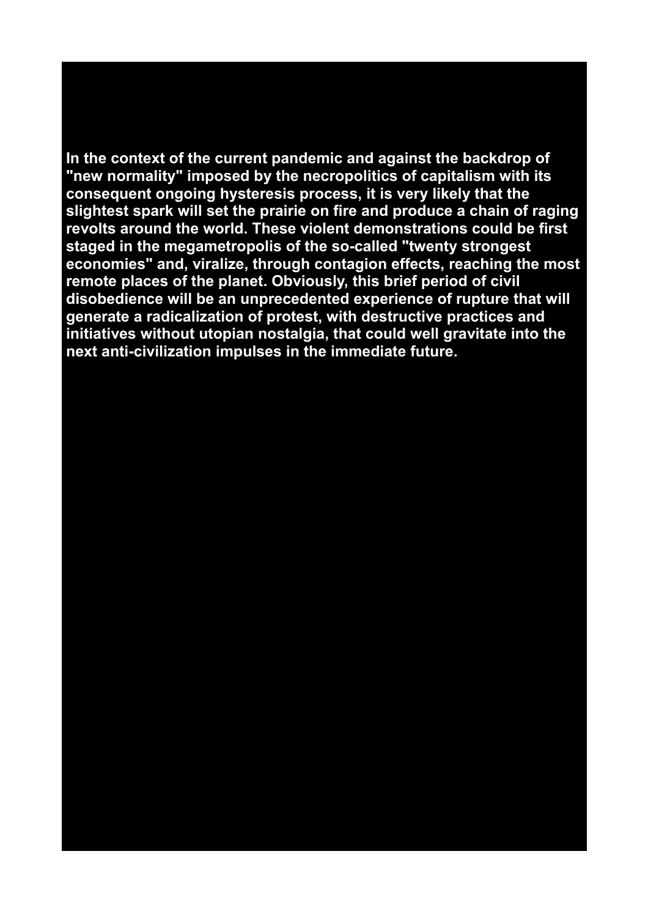**In the context of the current pandemic and against the backdrop of "new normality" imposed by the necropolitics of capitalism with its consequent ongoing hysteresis process, it is very likely that the slightest spark will set the prairie on fire and produce a chain of raging revolts around the world. These violent demonstrations could be first staged in the megametropolis of the so-called "twenty strongest economies" and, viralize, through contagion effects, reaching the most remote places of the planet. Obviously, this brief period of civil disobedience will be an unprecedented experience of rupture that will generate a radicalization of protest, with destructive practices and initiatives without utopian nostalgia, that could well gravitate into the next anti-civilization impulses in the immediate future.**